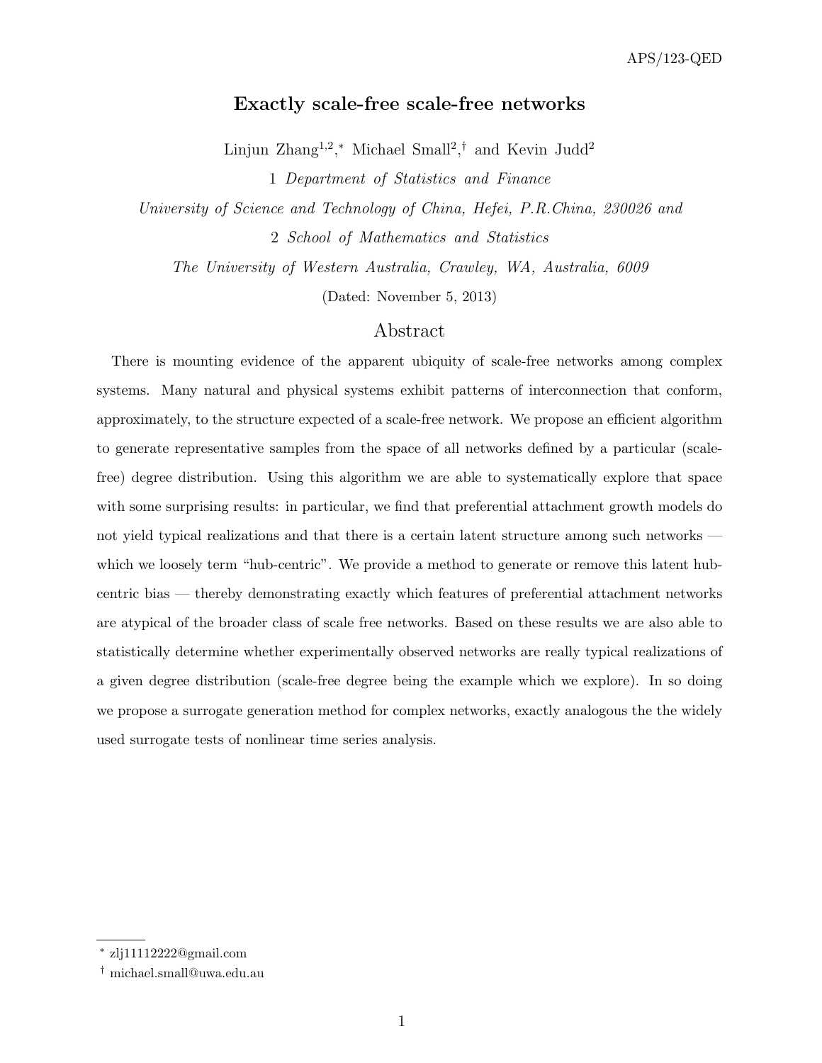# Exactly scale-free scale-free networks

Linjun Zhang[1,2,*] Michael Small[2,†] and Kevin Judd[2]

1 *Department of Statistics and Finance*

*University of Science and Technology of China, Hefei, P.R.China, 230026 and*

2 *School of Mathematics and Statistics*

*The University of Western Australia, Crawley, WA, Australia, 6009*

(Dated: November 5, 2013)

## Abstract

There is mounting evidence of the apparent ubiquity of scale-free networks among complex systems. Many natural and physical systems exhibit patterns of interconnection that conform, approximately, to the structure expected of a scale-free network. We propose an efficient algorithm to generate representative samples from the space of all networks defined by a particular (scale-free) degree distribution. Using this algorithm we are able to systematically explore that space with some surprising results: in particular, we find that preferential attachment growth models do not yield typical realizations and that there is a certain latent structure among such networks — which we loosely term "hub-centric". We provide a method to generate or remove this latent hub-centric bias — thereby demonstrating exactly which features of preferential attachment networks are atypical of the broader class of scale free networks. Based on these results we are also able to statistically determine whether experimentally observed networks are really typical realizations of a given degree distribution (scale-free degree being the example which we explore). In so doing we propose a surrogate generation method for complex networks, exactly analogous the the widely used surrogate tests of nonlinear time series analysis.

---

* zlj11112222@gmail.com

† michael.small@uwa.edu.au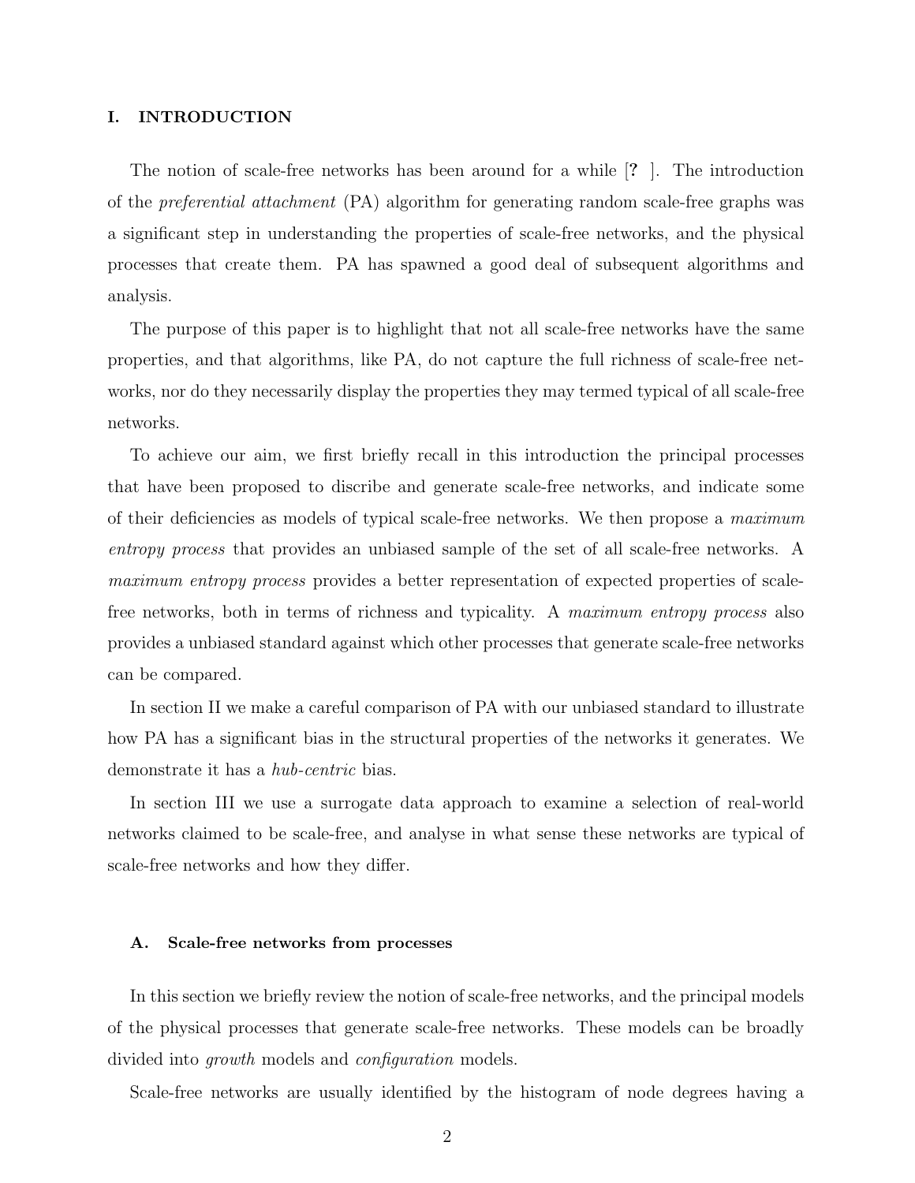## I. INTRODUCTION

The notion of scale-free networks has been around for a while [? ]. The introduction of the *preferential attachment* (PA) algorithm for generating random scale-free graphs was a significant step in understanding the properties of scale-free networks, and the physical processes that create them. PA has spawned a good deal of subsequent algorithms and analysis.

The purpose of this paper is to highlight that not all scale-free networks have the same properties, and that algorithms, like PA, do not capture the full richness of scale-free networks, nor do they necessarily display the properties they may termed typical of all scale-free networks.

To achieve our aim, we first briefly recall in this introduction the principal processes that have been proposed to discribe and generate scale-free networks, and indicate some of their deficiencies as models of typical scale-free networks. We then propose a *maximum entropy process* that provides an unbiased sample of the set of all scale-free networks. A *maximum entropy process* provides a better representation of expected properties of scale-free networks, both in terms of richness and typicality. A *maximum entropy process* also provides a unbiased standard against which other processes that generate scale-free networks can be compared.

In section II we make a careful comparison of PA with our unbiased standard to illustrate how PA has a significant bias in the structural properties of the networks it generates. We demonstrate it has a *hub-centric* bias.

In section III we use a surrogate data approach to examine a selection of real-world networks claimed to be scale-free, and analyse in what sense these networks are typical of scale-free networks and how they differ.

### A. Scale-free networks from processes

In this section we briefly review the notion of scale-free networks, and the principal models of the physical processes that generate scale-free networks. These models can be broadly divided into *growth* models and *configuration* models.

Scale-free networks are usually identified by the histogram of node degrees having a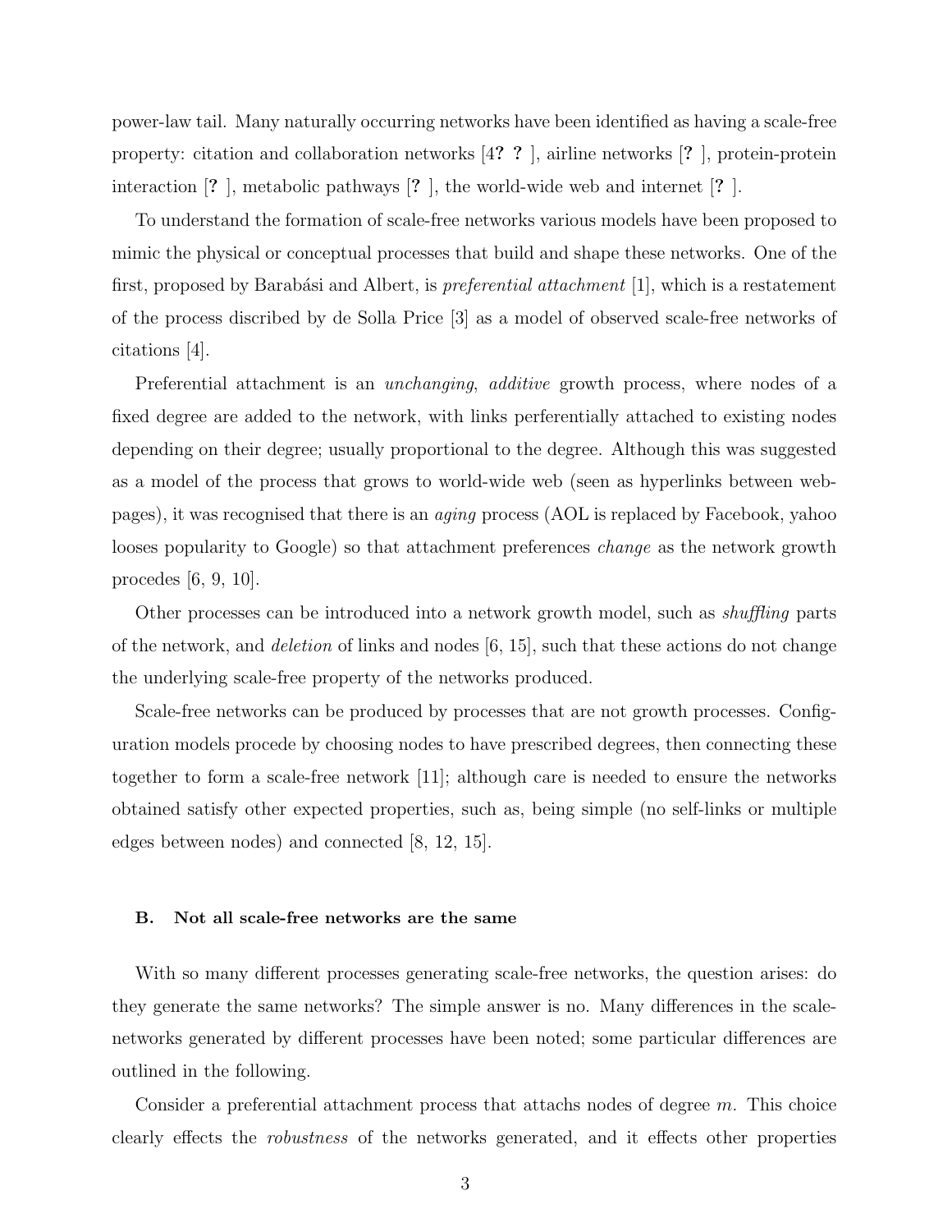power-law tail. Many naturally occurring networks have been identified as having a scale-free property: citation and collaboration networks [4? ? ], airline networks [? ], protein-protein interaction [? ], metabolic pathways [? ], the world-wide web and internet [? ].

To understand the formation of scale-free networks various models have been proposed to mimic the physical or conceptual processes that build and shape these networks. One of the first, proposed by Barabási and Albert, is *preferential attachment* [1], which is a restatement of the process discribed by de Solla Price [3] as a model of observed scale-free networks of citations [4].

Preferential attachment is an *unchanging*, *additive* growth process, where nodes of a fixed degree are added to the network, with links perferentially attached to existing nodes depending on their degree; usually proportional to the degree. Although this was suggested as a model of the process that grows to world-wide web (seen as hyperlinks between web-pages), it was recognised that there is an *aging* process (AOL is replaced by Facebook, yahoo looses popularity to Google) so that attachment preferences *change* as the network growth procedes [6, 9, 10].

Other processes can be introduced into a network growth model, such as *shuffling* parts of the network, and *deletion* of links and nodes [6, 15], such that these actions do not change the underlying scale-free property of the networks produced.

Scale-free networks can be produced by processes that are not growth processes. Configuration models procede by choosing nodes to have prescribed degrees, then connecting these together to form a scale-free network [11]; although care is needed to ensure the networks obtained satisfy other expected properties, such as, being simple (no self-links or multiple edges between nodes) and connected [8, 12, 15].

### B. Not all scale-free networks are the same

With so many different processes generating scale-free networks, the question arises: do they generate the same networks? The simple answer is no. Many differences in the scale-networks generated by different processes have been noted; some particular differences are outlined in the following.

Consider a preferential attachment process that attachs nodes of degree $m$. This choice clearly effects the *robustness* of the networks generated, and it effects other properties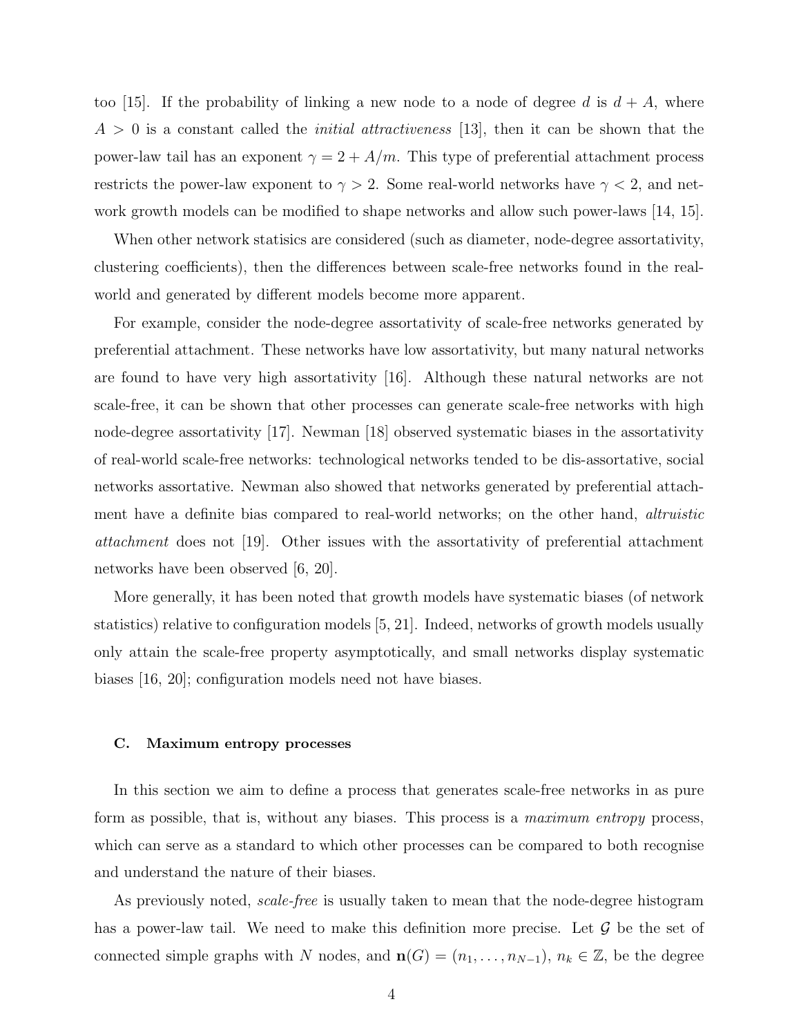too [15]. If the probability of linking a new node to a node of degree $d$ is $d + A$, where $A > 0$ is a constant called the *initial attractiveness* [13], then it can be shown that the power-law tail has an exponent $\gamma = 2 + A/m$. This type of preferential attachment process restricts the power-law exponent to $\gamma > 2$. Some real-world networks have $\gamma < 2$, and network growth models can be modified to shape networks and allow such power-laws [14, 15].

When other network statisics are considered (such as diameter, node-degree assortativity, clustering coefficients), then the differences between scale-free networks found in the real-world and generated by different models become more apparent.

For example, consider the node-degree assortativity of scale-free networks generated by preferential attachment. These networks have low assortativity, but many natural networks are found to have very high assortativity [16]. Although these natural networks are not scale-free, it can be shown that other processes can generate scale-free networks with high node-degree assortativity [17]. Newman [18] observed systematic biases in the assortativity of real-world scale-free networks: technological networks tended to be dis-assortative, social networks assortative. Newman also showed that networks generated by preferential attachment have a definite bias compared to real-world networks; on the other hand, *altruistic attachment* does not [19]. Other issues with the assortativity of preferential attachment networks have been observed [6, 20].

More generally, it has been noted that growth models have systematic biases (of network statistics) relative to configuration models [5, 21]. Indeed, networks of growth models usually only attain the scale-free property asymptotically, and small networks display systematic biases [16, 20]; configuration models need not have biases.

### C. Maximum entropy processes

In this section we aim to define a process that generates scale-free networks in as pure form as possible, that is, without any biases. This process is a *maximum entropy* process, which can serve as a standard to which other processes can be compared to both recognise and understand the nature of their biases.

As previously noted, *scale-free* is usually taken to mean that the node-degree histogram has a power-law tail. We need to make this definition more precise. Let $\mathcal{G}$ be the set of connected simple graphs with $N$ nodes, and $\mathbf{n}(G) = (n_1, \ldots, n_{N-1})$, $n_k \in \mathbb{Z}$, be the degree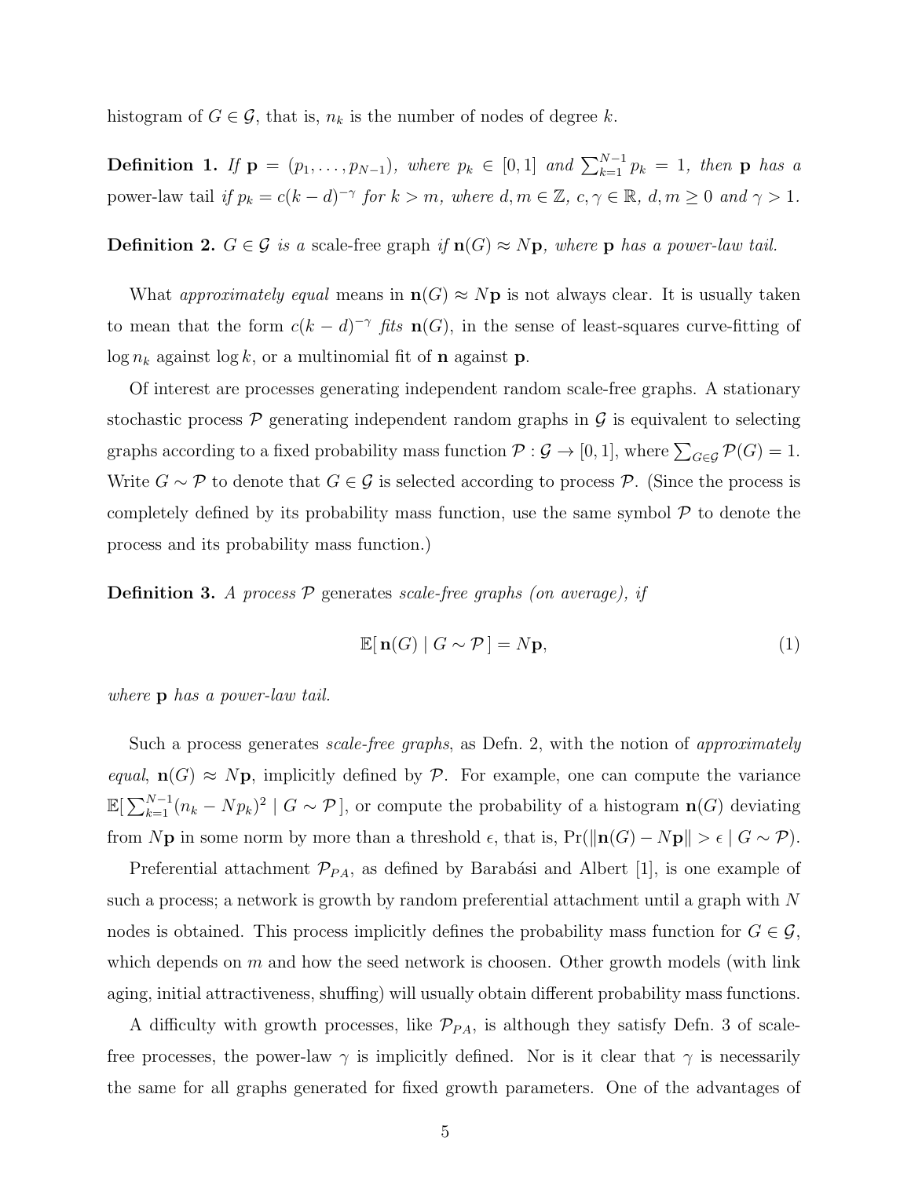histogram of $G \in \mathcal{G}$, that is, $n_k$ is the number of nodes of degree $k$.

**Definition 1.** *If* $\mathbf{p} = (p_1, \ldots, p_{N-1})$, *where* $p_k \in [0, 1]$ *and* $\sum_{k=1}^{N-1} p_k = 1$, *then* $\mathbf{p}$ *has a* power-law tail *if* $p_k = c(k - d)^{-\gamma}$ *for* $k > m$, *where* $d, m \in \mathbb{Z}$, $c, \gamma \in \mathbb{R}$, $d, m \geq 0$ *and* $\gamma > 1$.

**Definition 2.** $G \in \mathcal{G}$ *is a* scale-free graph *if* $\mathbf{n}(G) \approx N\mathbf{p}$, *where* $\mathbf{p}$ *has a power-law tail.*

What *approximately equal* means in $\mathbf{n}(G) \approx N\mathbf{p}$ is not always clear. It is usually taken to mean that the form $c(k - d)^{-\gamma}$ *fits* $\mathbf{n}(G)$, in the sense of least-squares curve-fitting of $\log n_k$ against $\log k$, or a multinomial fit of $\mathbf{n}$ against $\mathbf{p}$.

Of interest are processes generating independent random scale-free graphs. A stationary stochastic process $\mathcal{P}$ generating independent random graphs in $\mathcal{G}$ is equivalent to selecting graphs according to a fixed probability mass function $\mathcal{P} : \mathcal{G} \to [0, 1]$, where $\sum_{G \in \mathcal{G}} \mathcal{P}(G) = 1$. Write $G \sim \mathcal{P}$ to denote that $G \in \mathcal{G}$ is selected according to process $\mathcal{P}$. (Since the process is completely defined by its probability mass function, use the same symbol $\mathcal{P}$ to denote the process and its probability mass function.)

**Definition 3.** *A process* $\mathcal{P}$ generates *scale-free graphs (on average), if*

$$\mathbb{E}[\, \mathbf{n}(G) \mid G \sim \mathcal{P}\,] = N\mathbf{p}, \tag{1}$$

*where* $\mathbf{p}$ *has a power-law tail.*

Such a process generates *scale-free graphs*, as Defn. 2, with the notion of *approximately equal*, $\mathbf{n}(G) \approx N\mathbf{p}$, implicitly defined by $\mathcal{P}$. For example, one can compute the variance $\mathbb{E}[\sum_{k=1}^{N-1}(n_k - Np_k)^2 \mid G \sim \mathcal{P}\,]$, or compute the probability of a histogram $\mathbf{n}(G)$ deviating from $N\mathbf{p}$ in some norm by more than a threshold $\epsilon$, that is, $\Pr(\|\mathbf{n}(G) - N\mathbf{p}\| > \epsilon \mid G \sim \mathcal{P})$.

Preferential attachment $\mathcal{P}_{PA}$, as defined by Barabási and Albert [1], is one example of such a process; a network is growth by random preferential attachment until a graph with $N$ nodes is obtained. This process implicitly defines the probability mass function for $G \in \mathcal{G}$, which depends on $m$ and how the seed network is choosen. Other growth models (with link aging, initial attractiveness, shuffing) will usually obtain different probability mass functions.

A difficulty with growth processes, like $\mathcal{P}_{PA}$, is although they satisfy Defn. 3 of scale-free processes, the power-law $\gamma$ is implicitly defined. Nor is it clear that $\gamma$ is necessarily the same for all graphs generated for fixed growth parameters. One of the advantages of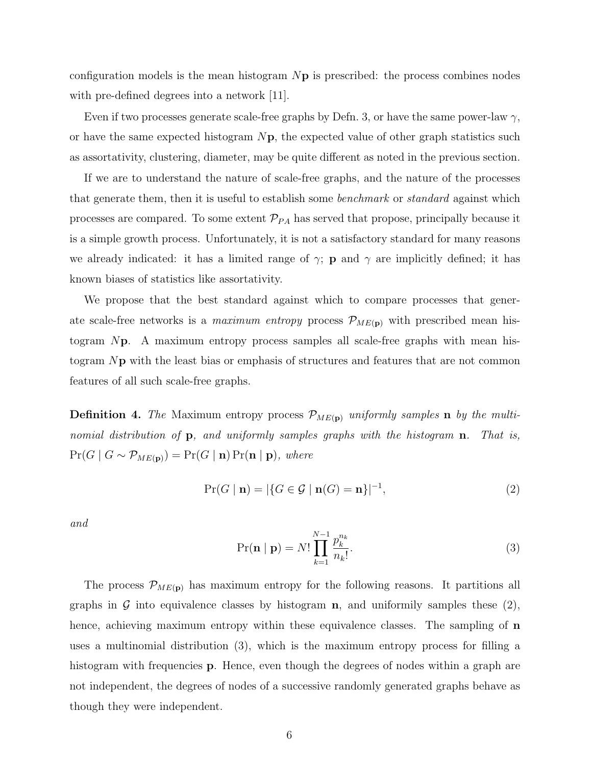configuration models is the mean histogram $N\mathbf{p}$ is prescribed: the process combines nodes with pre-defined degrees into a network [11].

Even if two processes generate scale-free graphs by Defn. 3, or have the same power-law $\gamma$, or have the same expected histogram $N\mathbf{p}$, the expected value of other graph statistics such as assortativity, clustering, diameter, may be quite different as noted in the previous section.

If we are to understand the nature of scale-free graphs, and the nature of the processes that generate them, then it is useful to establish some *benchmark* or *standard* against which processes are compared. To some extent $\mathcal{P}_{PA}$ has served that propose, principally because it is a simple growth process. Unfortunately, it is not a satisfactory standard for many reasons we already indicated: it has a limited range of $\gamma$; $\mathbf{p}$ and $\gamma$ are implicitly defined; it has known biases of statistics like assortativity.

We propose that the best standard against which to compare processes that generate scale-free networks is a *maximum entropy* process $\mathcal{P}_{ME(\mathbf{p})}$ with prescribed mean histogram $N\mathbf{p}$. A maximum entropy process samples all scale-free graphs with mean histogram $N\mathbf{p}$ with the least bias or emphasis of structures and features that are not common features of all such scale-free graphs.

**Definition 4.** *The* Maximum entropy process $\mathcal{P}_{ME(\mathbf{p})}$ *uniformly samples* $\mathbf{n}$ *by the multinomial distribution of* $\mathbf{p}$*, and uniformly samples graphs with the histogram* $\mathbf{n}$*. That is,* $\Pr(G \mid G \sim \mathcal{P}_{ME(\mathbf{p})}) = \Pr(G \mid \mathbf{n}) \Pr(\mathbf{n} \mid \mathbf{p})$*, where*

$$\Pr(G \mid \mathbf{n}) = |\{G \in \mathcal{G} \mid \mathbf{n}(G) = \mathbf{n}\}|^{-1}, \tag{2}$$

*and*

$$\Pr(\mathbf{n} \mid \mathbf{p}) = N! \prod_{k=1}^{N-1} \frac{p_k^{n_k}}{n_k!}. \tag{3}$$

The process $\mathcal{P}_{ME(\mathbf{p})}$ has maximum entropy for the following reasons. It partitions all graphs in $\mathcal{G}$ into equivalence classes by histogram $\mathbf{n}$, and uniformily samples these (2), hence, achieving maximum entropy within these equivalence classes. The sampling of $\mathbf{n}$ uses a multinomial distribution (3), which is the maximum entropy process for filling a histogram with frequencies $\mathbf{p}$. Hence, even though the degrees of nodes within a graph are not independent, the degrees of nodes of a successive randomly generated graphs behave as though they were independent.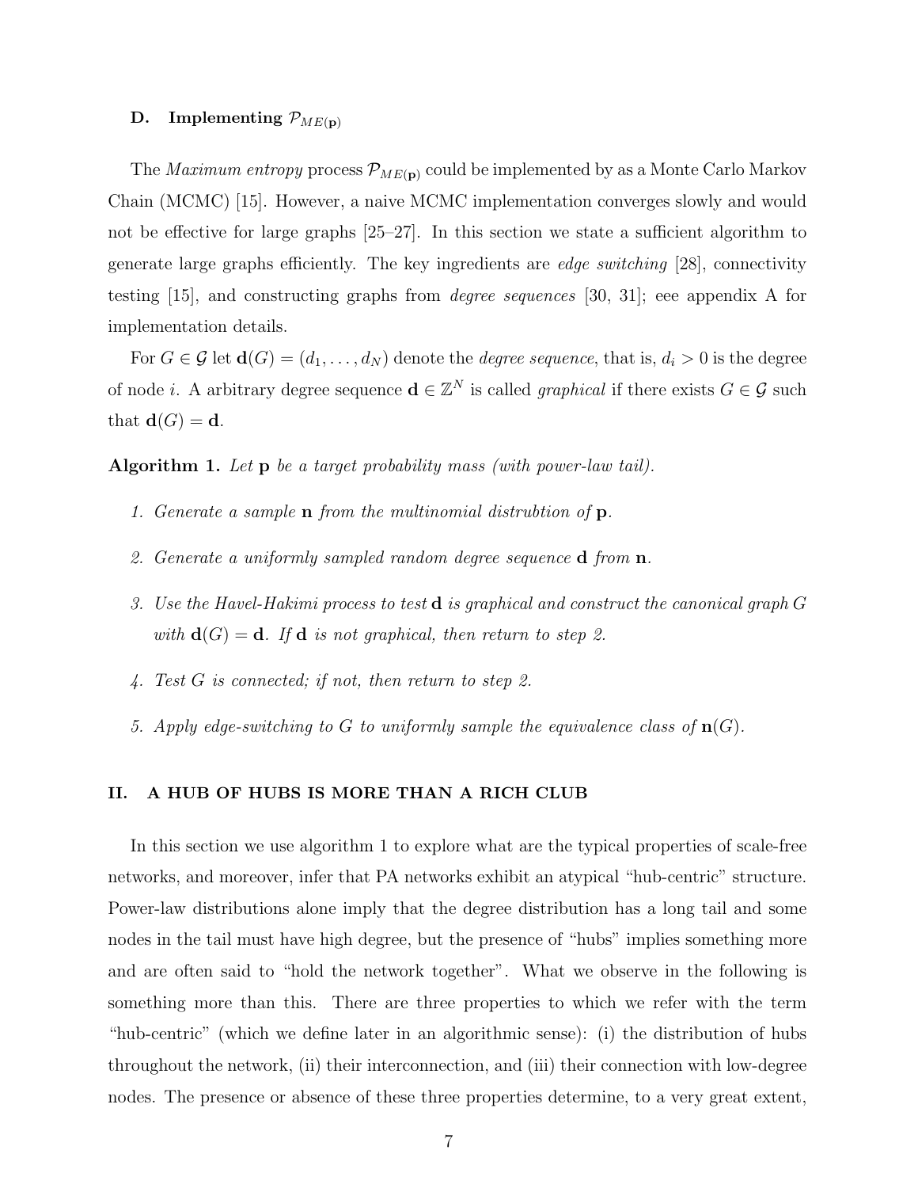### D. Implementing $\mathcal{P}_{ME(\mathbf{p})}$

The *Maximum entropy* process $\mathcal{P}_{ME(\mathbf{p})}$ could be implemented by as a Monte Carlo Markov Chain (MCMC) [15]. However, a naive MCMC implementation converges slowly and would not be effective for large graphs [25–27]. In this section we state a sufficient algorithm to generate large graphs efficiently. The key ingredients are *edge switching* [28], connectivity testing [15], and constructing graphs from *degree sequences* [30, 31]; eee appendix A for implementation details.

For $G \in \mathcal{G}$ let $\mathbf{d}(G) = (d_1, \ldots, d_N)$ denote the *degree sequence*, that is, $d_i > 0$ is the degree of node $i$. A arbitrary degree sequence $\mathbf{d} \in \mathbb{Z}^N$ is called *graphical* if there exists $G \in \mathcal{G}$ such that $\mathbf{d}(G) = \mathbf{d}$.

**Algorithm 1.** *Let* $\mathbf{p}$ *be a target probability mass (with power-law tail).*

1. *Generate a sample* $\mathbf{n}$ *from the multinomial distrubtion of* $\mathbf{p}$.
2. *Generate a uniformly sampled random degree sequence* $\mathbf{d}$ *from* $\mathbf{n}$.
3. *Use the Havel-Hakimi process to test* $\mathbf{d}$ *is graphical and construct the canonical graph* $G$ *with* $\mathbf{d}(G) = \mathbf{d}$*. If* $\mathbf{d}$ *is not graphical, then return to step 2.*
4. *Test* $G$ *is connected; if not, then return to step 2.*
5. *Apply edge-switching to* $G$ *to uniformly sample the equivalence class of* $\mathbf{n}(G)$.

## II. A HUB OF HUBS IS MORE THAN A RICH CLUB

In this section we use algorithm 1 to explore what are the typical properties of scale-free networks, and moreover, infer that PA networks exhibit an atypical "hub-centric" structure. Power-law distributions alone imply that the degree distribution has a long tail and some nodes in the tail must have high degree, but the presence of "hubs" implies something more and are often said to "hold the network together". What we observe in the following is something more than this. There are three properties to which we refer with the term "hub-centric" (which we define later in an algorithmic sense): (i) the distribution of hubs throughout the network, (ii) their interconnection, and (iii) their connection with low-degree nodes. The presence or absence of these three properties determine, to a very great extent,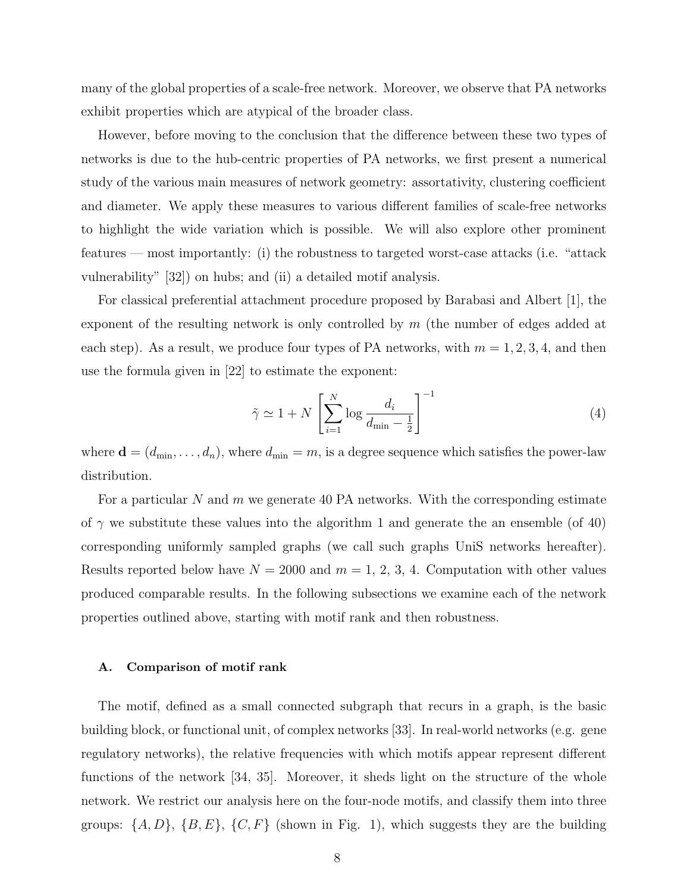many of the global properties of a scale-free network. Moreover, we observe that PA networks exhibit properties which are atypical of the broader class.

However, before moving to the conclusion that the difference between these two types of networks is due to the hub-centric properties of PA networks, we first present a numerical study of the various main measures of network geometry: assortativity, clustering coefficient and diameter. We apply these measures to various different families of scale-free networks to highlight the wide variation which is possible. We will also explore other prominent features — most importantly: (i) the robustness to targeted worst-case attacks (i.e. "attack vulnerability" [32]) on hubs; and (ii) a detailed motif analysis.

For classical preferential attachment procedure proposed by Barabasi and Albert [1], the exponent of the resulting network is only controlled by $m$ (the number of edges added at each step). As a result, we produce four types of PA networks, with $m = 1, 2, 3, 4$, and then use the formula given in [22] to estimate the exponent:

$$\tilde{\gamma} \simeq 1 + N \left[ \sum_{i=1}^{N} \log \frac{d_i}{d_{\min} - \frac{1}{2}} \right]^{-1} \tag{4}$$

where $\mathbf{d} = (d_{\min}, \ldots, d_n)$, where $d_{\min} = m$, is a degree sequence which satisfies the power-law distribution.

For a particular $N$ and $m$ we generate 40 PA networks. With the corresponding estimate of $\gamma$ we substitute these values into the algorithm 1 and generate the an ensemble (of 40) corresponding uniformly sampled graphs (we call such graphs UniS networks hereafter). Results reported below have $N = 2000$ and $m = 1$, 2, 3, 4. Computation with other values produced comparable results. In the following subsections we examine each of the network properties outlined above, starting with motif rank and then robustness.

### A. Comparison of motif rank

The motif, defined as a small connected subgraph that recurs in a graph, is the basic building block, or functional unit, of complex networks [33]. In real-world networks (e.g. gene regulatory networks), the relative frequencies with which motifs appear represent different functions of the network [34, 35]. Moreover, it sheds light on the structure of the whole network. We restrict our analysis here on the four-node motifs, and classify them into three groups: $\{A, D\}$, $\{B, E\}$, $\{C, F\}$ (shown in Fig. 1), which suggests they are the building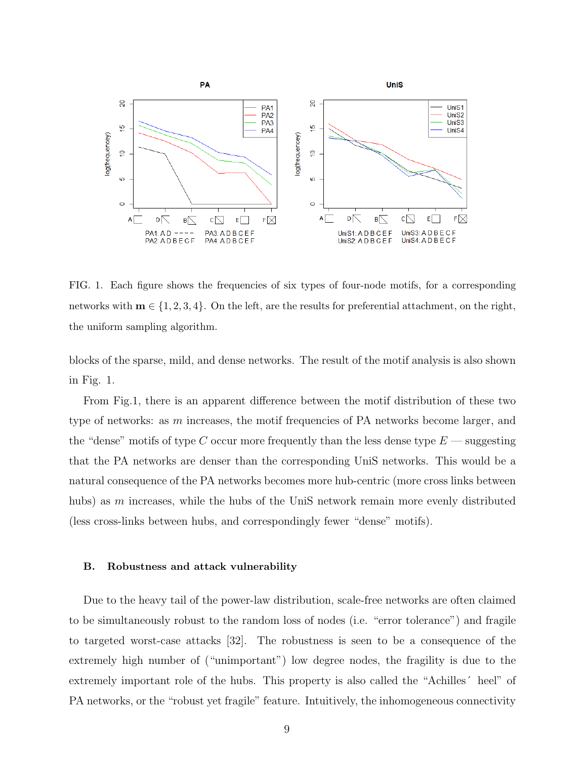FIG. 1. Each figure shows the frequencies of six types of four-node motifs, for a corresponding networks with $\mathbf{m} \in \{1, 2, 3, 4\}$. On the left, are the results for preferential attachment, on the right, the uniform sampling algorithm.

blocks of the sparse, mild, and dense networks. The result of the motif analysis is also shown in Fig. 1.

From Fig.1, there is an apparent difference between the motif distribution of these two type of networks: as $m$ increases, the motif frequencies of PA networks become larger, and the "dense" motifs of type $C$ occur more frequently than the less dense type $E$ — suggesting that the PA networks are denser than the corresponding UniS networks. This would be a natural consequence of the PA networks becomes more hub-centric (more cross links between hubs) as $m$ increases, while the hubs of the UniS network remain more evenly distributed (less cross-links between hubs, and correspondingly fewer "dense" motifs).

### B. Robustness and attack vulnerability

Due to the heavy tail of the power-law distribution, scale-free networks are often claimed to be simultaneously robust to the random loss of nodes (i.e. "error tolerance") and fragile to targeted worst-case attacks [32]. The robustness is seen to be a consequence of the extremely high number of ("unimportant") low degree nodes, the fragility is due to the extremely important role of the hubs. This property is also called the "Achilles´ heel" of PA networks, or the "robust yet fragile" feature. Intuitively, the inhomogeneous connectivity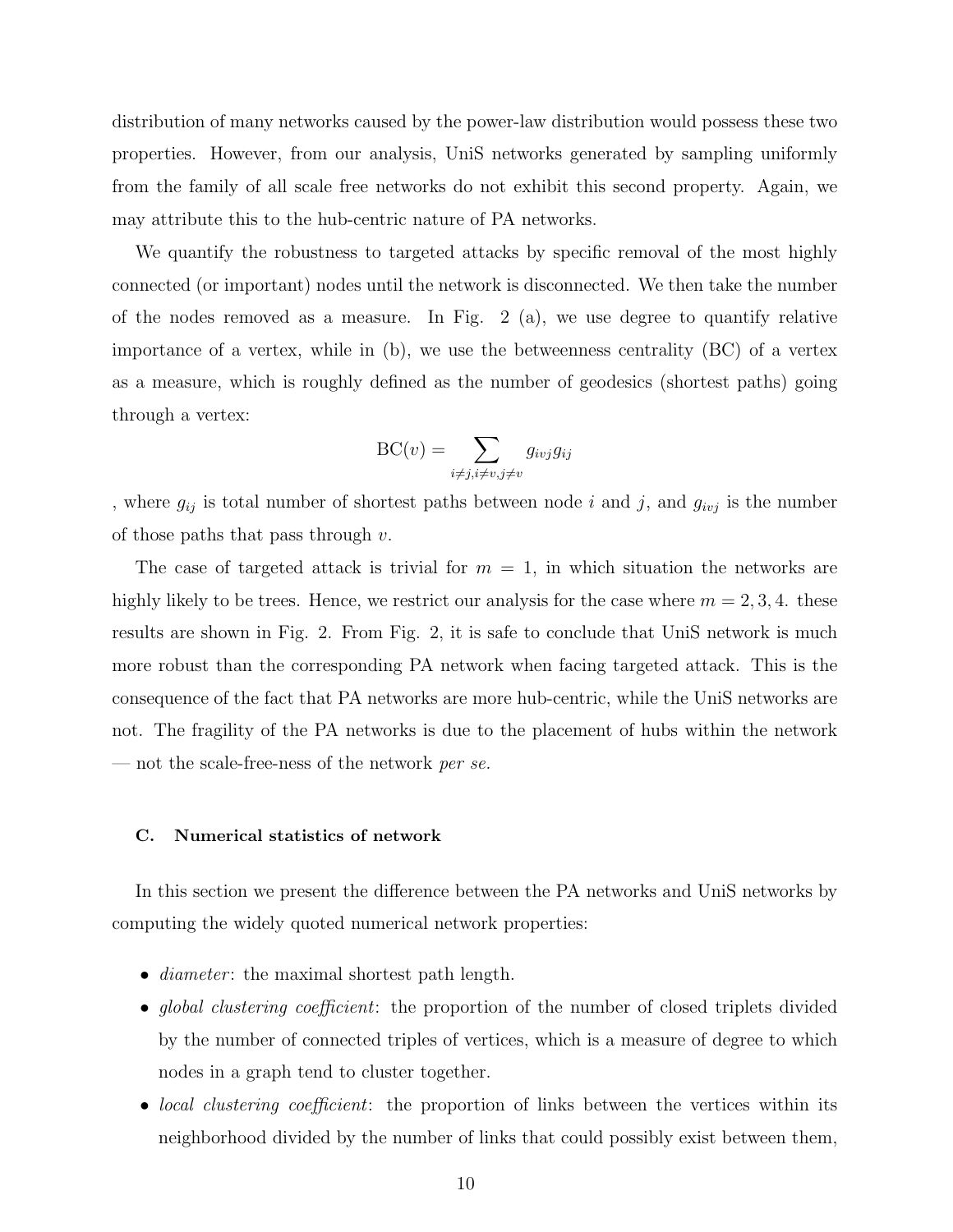distribution of many networks caused by the power-law distribution would possess these two properties. However, from our analysis, UniS networks generated by sampling uniformly from the family of all scale free networks do not exhibit this second property. Again, we may attribute this to the hub-centric nature of PA networks.

We quantify the robustness to targeted attacks by specific removal of the most highly connected (or important) nodes until the network is disconnected. We then take the number of the nodes removed as a measure. In Fig. 2 (a), we use degree to quantify relative importance of a vertex, while in (b), we use the betweenness centrality (BC) of a vertex as a measure, which is roughly defined as the number of geodesics (shortest paths) going through a vertex:

$$\mathrm{BC}(v) = \sum_{i \neq j, i \neq v, j \neq v} g_{ivj} g_{ij}$$

, where $g_{ij}$ is total number of shortest paths between node $i$ and $j$, and $g_{ivj}$ is the number of those paths that pass through $v$.

The case of targeted attack is trivial for $m = 1$, in which situation the networks are highly likely to be trees. Hence, we restrict our analysis for the case where $m = 2, 3, 4$. these results are shown in Fig. 2. From Fig. 2, it is safe to conclude that UniS network is much more robust than the corresponding PA network when facing targeted attack. This is the consequence of the fact that PA networks are more hub-centric, while the UniS networks are not. The fragility of the PA networks is due to the placement of hubs within the network — not the scale-free-ness of the network *per se*.

### C. Numerical statistics of network

In this section we present the difference between the PA networks and UniS networks by computing the widely quoted numerical network properties:

- *diameter*: the maximal shortest path length.
- *global clustering coefficient*: the proportion of the number of closed triplets divided by the number of connected triples of vertices, which is a measure of degree to which nodes in a graph tend to cluster together.
- *local clustering coefficient*: the proportion of links between the vertices within its neighborhood divided by the number of links that could possibly exist between them,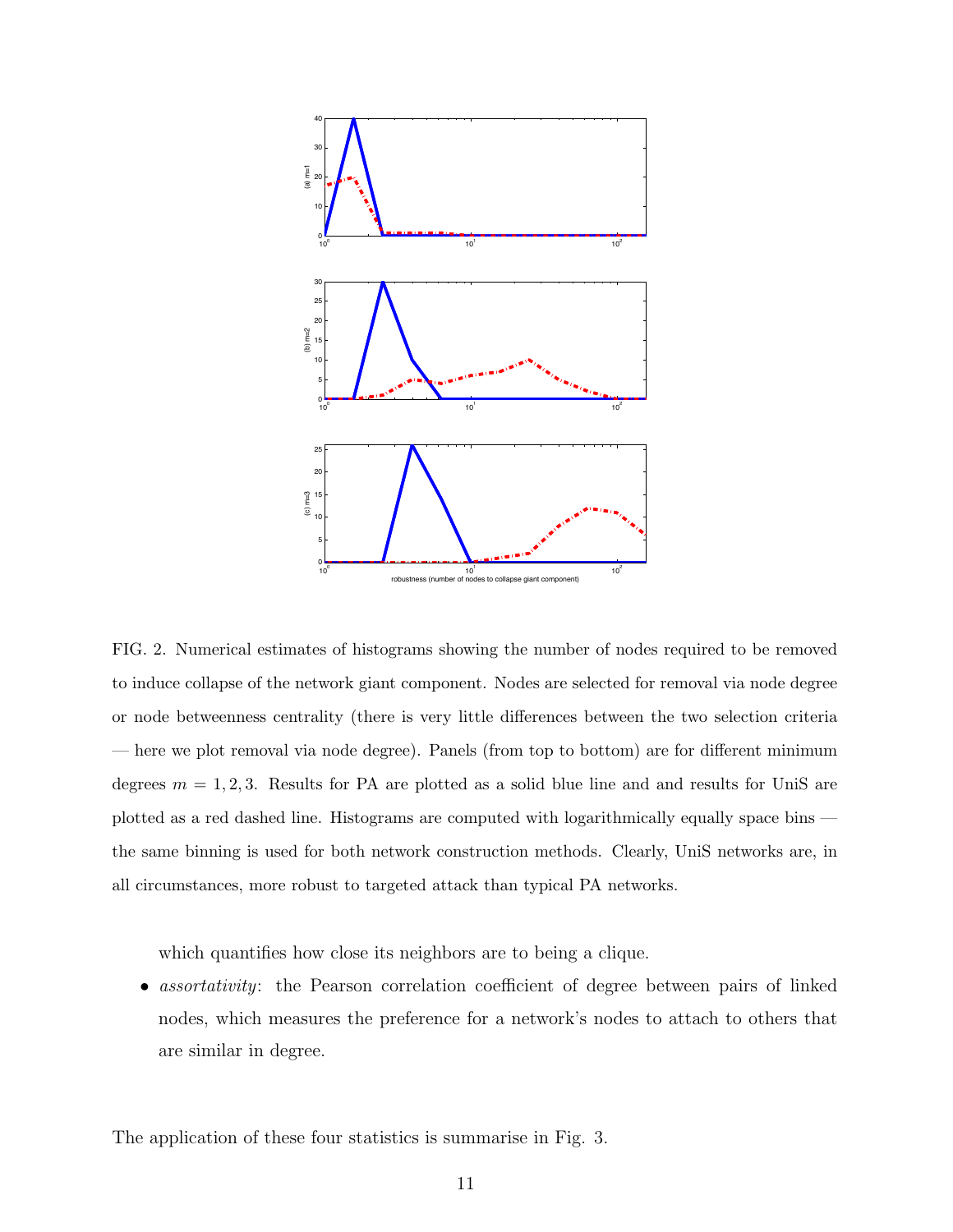FIG. 2. Numerical estimates of histograms showing the number of nodes required to be removed to induce collapse of the network giant component. Nodes are selected for removal via node degree or node betweenness centrality (there is very little differences between the two selection criteria — here we plot removal via node degree). Panels (from top to bottom) are for different minimum degrees $m = 1, 2, 3$. Results for PA are plotted as a solid blue line and and results for UniS are plotted as a red dashed line. Histograms are computed with logarithmically equally space bins — the same binning is used for both network construction methods. Clearly, UniS networks are, in all circumstances, more robust to targeted attack than typical PA networks.

which quantifies how close its neighbors are to being a clique.

- *assortativity*: the Pearson correlation coefficient of degree between pairs of linked nodes, which measures the preference for a network's nodes to attach to others that are similar in degree.

The application of these four statistics is summarise in Fig. 3.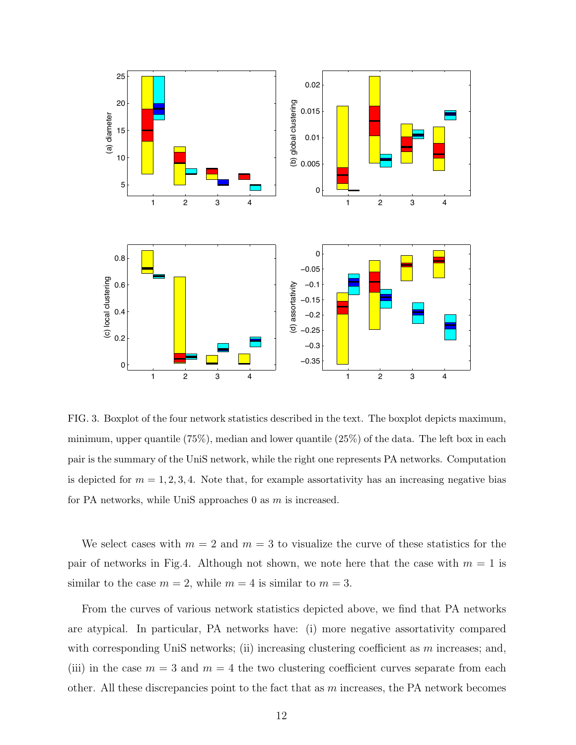FIG. 3. Boxplot of the four network statistics described in the text. The boxplot depicts maximum, minimum, upper quantile (75%), median and lower quantile (25%) of the data. The left box in each pair is the summary of the UniS network, while the right one represents PA networks. Computation is depicted for $m = 1, 2, 3, 4$. Note that, for example assortativity has an increasing negative bias for PA networks, while UniS approaches 0 as $m$ is increased.

We select cases with $m = 2$ and $m = 3$ to visualize the curve of these statistics for the pair of networks in Fig.4. Although not shown, we note here that the case with $m = 1$ is similar to the case $m = 2$, while $m = 4$ is similar to $m = 3$.

From the curves of various network statistics depicted above, we find that PA networks are atypical. In particular, PA networks have: (i) more negative assortativity compared with corresponding UniS networks; (ii) increasing clustering coefficient as $m$ increases; and, (iii) in the case $m = 3$ and $m = 4$ the two clustering coefficient curves separate from each other. All these discrepancies point to the fact that as $m$ increases, the PA network becomes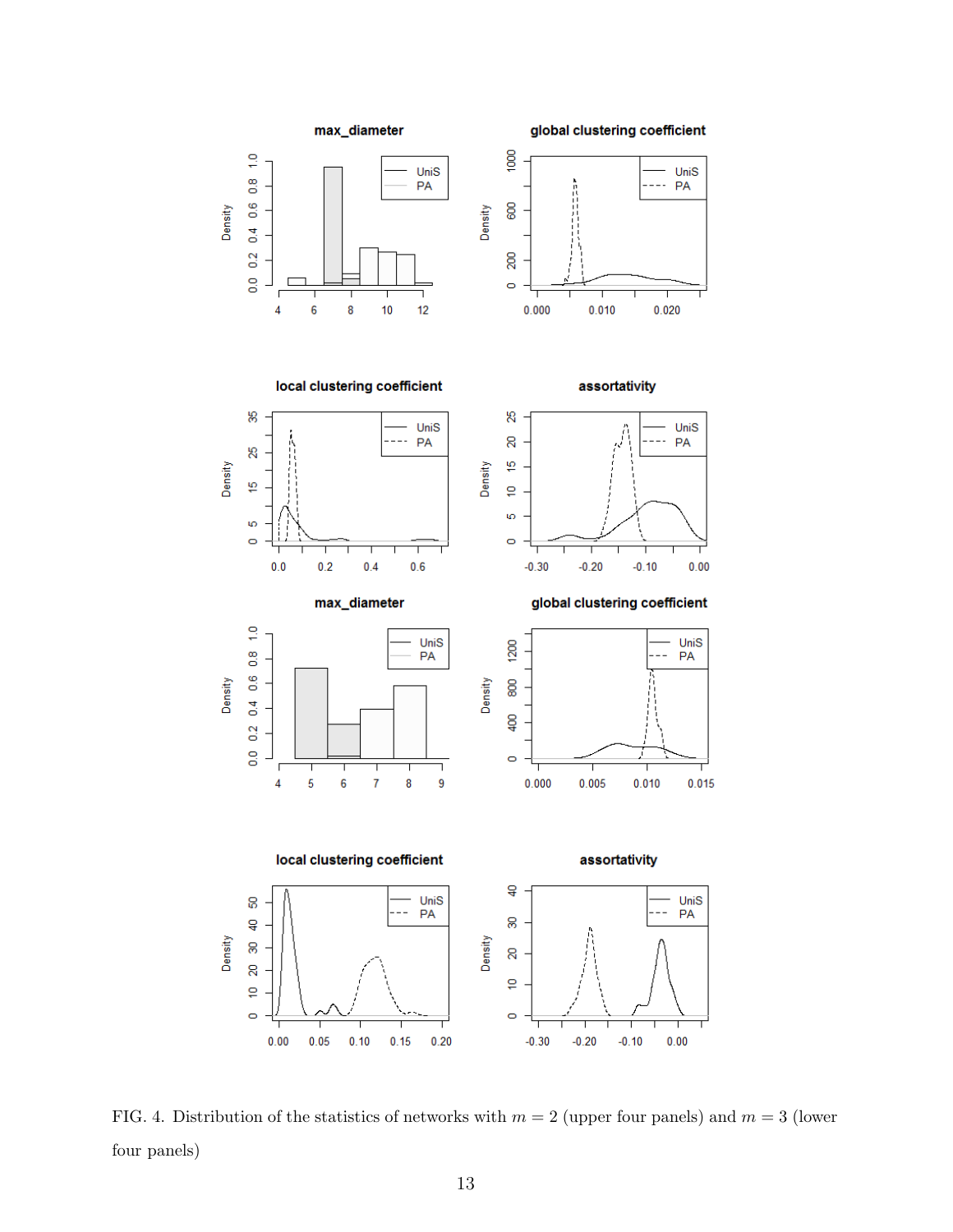FIG. 4. Distribution of the statistics of networks with $m = 2$ (upper four panels) and $m = 3$ (lower four panels)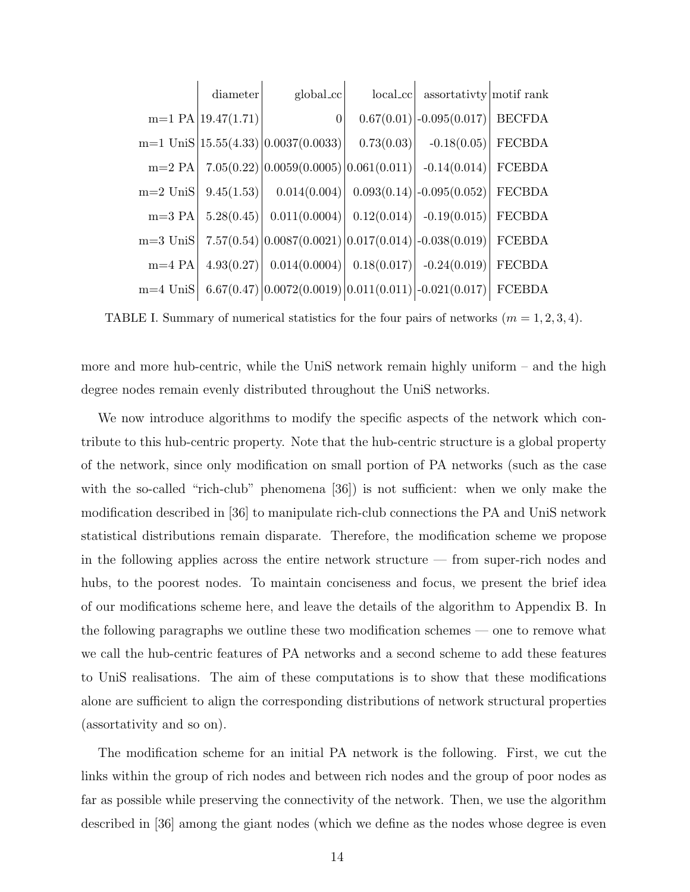| | diameter | global_cc | local_cc | assortativty | motif rank |
|---|---|---|---|---|---|
| m=1 PA | 19.47(1.71) | 0 | 0.67(0.01) | -0.095(0.017) | BECFDA |
| m=1 UniS | 15.55(4.33) | 0.0037(0.0033) | 0.73(0.03) | -0.18(0.05) | FECBDA |
| m=2 PA | 7.05(0.22) | 0.0059(0.0005) | 0.061(0.011) | -0.14(0.014) | FCEBDA |
| m=2 UniS | 9.45(1.53) | 0.014(0.004) | 0.093(0.14) | -0.095(0.052) | FECBDA |
| m=3 PA | 5.28(0.45) | 0.011(0.0004) | 0.12(0.014) | -0.19(0.015) | FECBDA |
| m=3 UniS | 7.57(0.54) | 0.0087(0.0021) | 0.017(0.014) | -0.038(0.019) | FCEBDA |
| m=4 PA | 4.93(0.27) | 0.014(0.0004) | 0.18(0.017) | -0.24(0.019) | FECBDA |
| m=4 UniS | 6.67(0.47) | 0.0072(0.0019) | 0.011(0.011) | -0.021(0.017) | FCEBDA |

TABLE I. Summary of numerical statistics for the four pairs of networks ($m = 1, 2, 3, 4$).

more and more hub-centric, while the UniS network remain highly uniform – and the high degree nodes remain evenly distributed throughout the UniS networks.

We now introduce algorithms to modify the specific aspects of the network which contribute to this hub-centric property. Note that the hub-centric structure is a global property of the network, since only modification on small portion of PA networks (such as the case with the so-called "rich-club" phenomena [36]) is not sufficient: when we only make the modification described in [36] to manipulate rich-club connections the PA and UniS network statistical distributions remain disparate. Therefore, the modification scheme we propose in the following applies across the entire network structure — from super-rich nodes and hubs, to the poorest nodes. To maintain conciseness and focus, we present the brief idea of our modifications scheme here, and leave the details of the algorithm to Appendix B. In the following paragraphs we outline these two modification schemes — one to remove what we call the hub-centric features of PA networks and a second scheme to add these features to UniS realisations. The aim of these computations is to show that these modifications alone are sufficient to align the corresponding distributions of network structural properties (assortativity and so on).

The modification scheme for an initial PA network is the following. First, we cut the links within the group of rich nodes and between rich nodes and the group of poor nodes as far as possible while preserving the connectivity of the network. Then, we use the algorithm described in [36] among the giant nodes (which we define as the nodes whose degree is even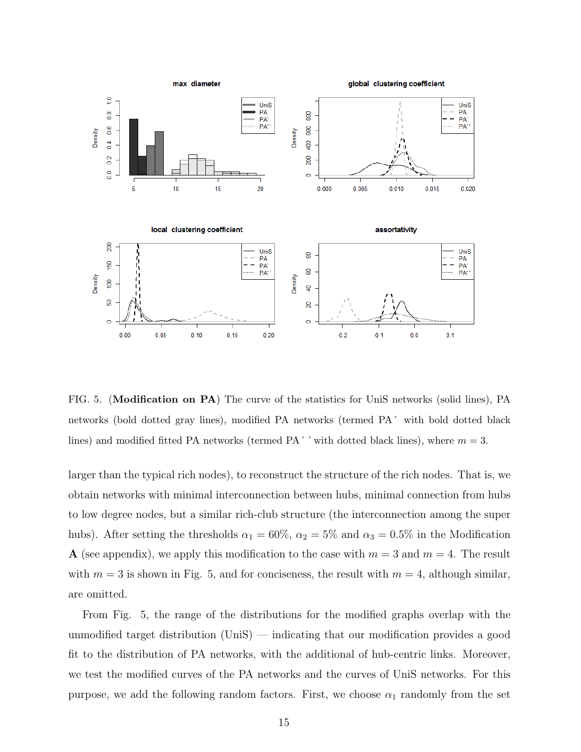FIG. 5. (**Modification on PA**) The curve of the statistics for UniS networks (solid lines), PA networks (bold dotted gray lines), modified PA networks (termed PA´ with bold dotted black lines) and modified fitted PA networks (termed PA´´ with dotted black lines), where $m = 3$.

larger than the typical rich nodes), to reconstruct the structure of the rich nodes. That is, we obtain networks with minimal interconnection between hubs, minimal connection from hubs to low degree nodes, but a similar rich-club structure (the interconnection among the super hubs). After setting the thresholds $\alpha_1 = 60\%$, $\alpha_2 = 5\%$ and $\alpha_3 = 0.5\%$ in the Modification **A** (see appendix), we apply this modification to the case with $m = 3$ and $m = 4$. The result with $m = 3$ is shown in Fig. 5, and for conciseness, the result with $m = 4$, although similar, are omitted.

From Fig. 5, the range of the distributions for the modified graphs overlap with the unmodified target distribution (UniS) — indicating that our modification provides a good fit to the distribution of PA networks, with the additional of hub-centric links. Moreover, we test the modified curves of the PA networks and the curves of UniS networks. For this purpose, we add the following random factors. First, we choose $\alpha_1$ randomly from the set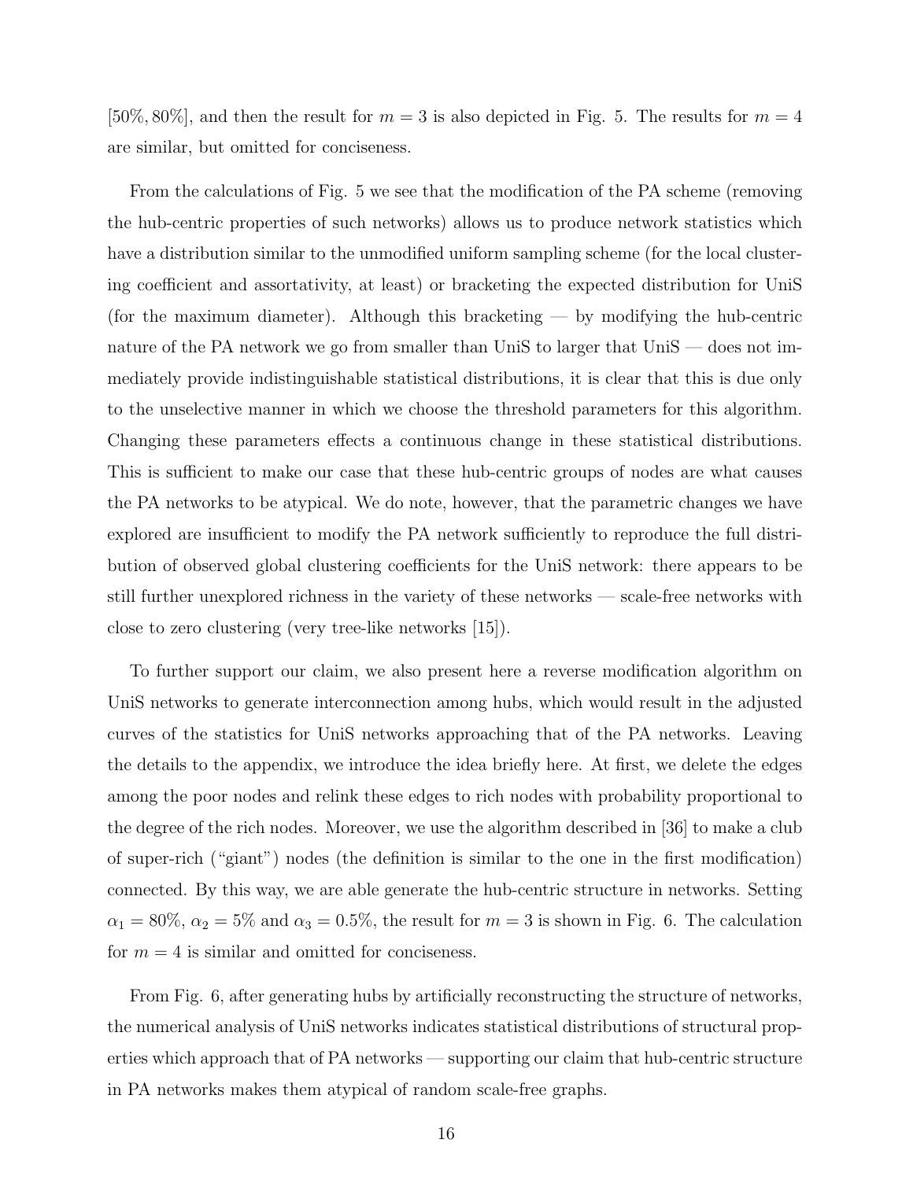[50%, 80%], and then the result for $m = 3$ is also depicted in Fig. 5. The results for $m = 4$ are similar, but omitted for conciseness.

From the calculations of Fig. 5 we see that the modification of the PA scheme (removing the hub-centric properties of such networks) allows us to produce network statistics which have a distribution similar to the unmodified uniform sampling scheme (for the local clustering coefficient and assortativity, at least) or bracketing the expected distribution for UniS (for the maximum diameter). Although this bracketing — by modifying the hub-centric nature of the PA network we go from smaller than UniS to larger that UniS — does not immediately provide indistinguishable statistical distributions, it is clear that this is due only to the unselective manner in which we choose the threshold parameters for this algorithm. Changing these parameters effects a continuous change in these statistical distributions. This is sufficient to make our case that these hub-centric groups of nodes are what causes the PA networks to be atypical. We do note, however, that the parametric changes we have explored are insufficient to modify the PA network sufficiently to reproduce the full distribution of observed global clustering coefficients for the UniS network: there appears to be still further unexplored richness in the variety of these networks — scale-free networks with close to zero clustering (very tree-like networks [15]).

To further support our claim, we also present here a reverse modification algorithm on UniS networks to generate interconnection among hubs, which would result in the adjusted curves of the statistics for UniS networks approaching that of the PA networks. Leaving the details to the appendix, we introduce the idea briefly here. At first, we delete the edges among the poor nodes and relink these edges to rich nodes with probability proportional to the degree of the rich nodes. Moreover, we use the algorithm described in [36] to make a club of super-rich ("giant") nodes (the definition is similar to the one in the first modification) connected. By this way, we are able generate the hub-centric structure in networks. Setting $\alpha_1 = 80\%$, $\alpha_2 = 5\%$ and $\alpha_3 = 0.5\%$, the result for $m = 3$ is shown in Fig. 6. The calculation for $m = 4$ is similar and omitted for conciseness.

From Fig. 6, after generating hubs by artificially reconstructing the structure of networks, the numerical analysis of UniS networks indicates statistical distributions of structural properties which approach that of PA networks — supporting our claim that hub-centric structure in PA networks makes them atypical of random scale-free graphs.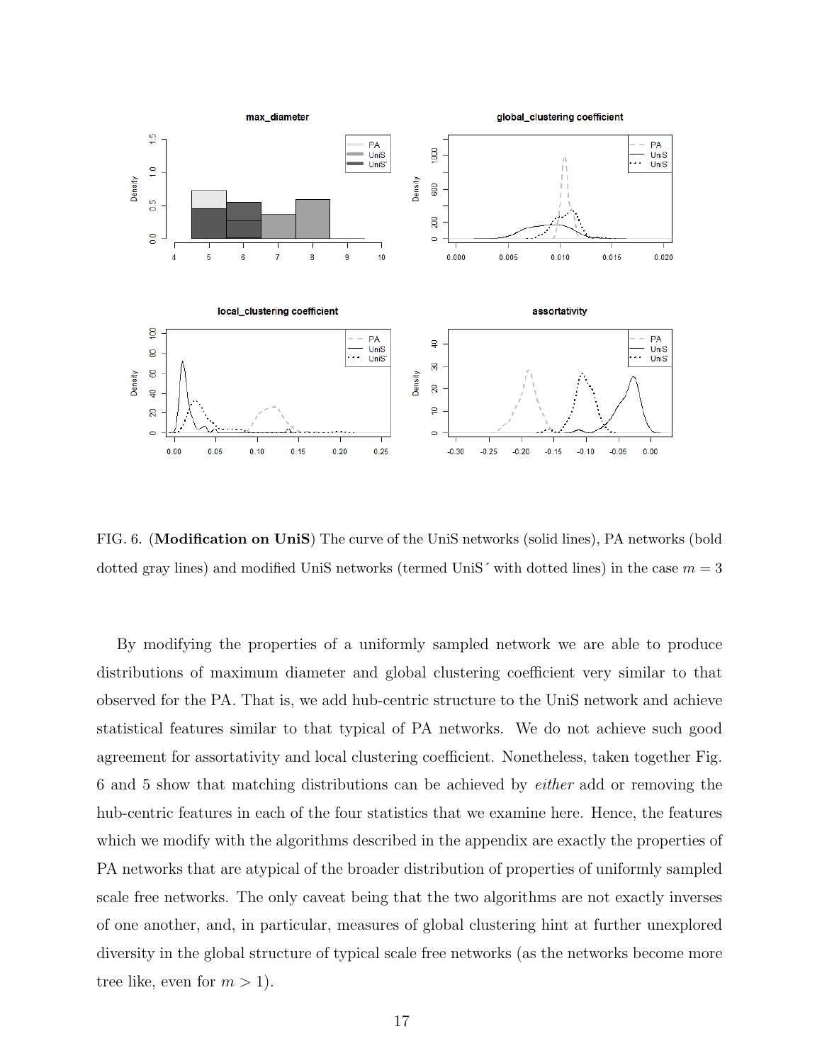FIG. 6. (**Modification on UniS**) The curve of the UniS networks (solid lines), PA networks (bold dotted gray lines) and modified UniS networks (termed UniS´ with dotted lines) in the case $m = 3$

By modifying the properties of a uniformly sampled network we are able to produce distributions of maximum diameter and global clustering coefficient very similar to that observed for the PA. That is, we add hub-centric structure to the UniS network and achieve statistical features similar to that typical of PA networks. We do not achieve such good agreement for assortativity and local clustering coefficient. Nonetheless, taken together Fig. 6 and 5 show that matching distributions can be achieved by *either* add or removing the hub-centric features in each of the four statistics that we examine here. Hence, the features which we modify with the algorithms described in the appendix are exactly the properties of PA networks that are atypical of the broader distribution of properties of uniformly sampled scale free networks. The only caveat being that the two algorithms are not exactly inverses of one another, and, in particular, measures of global clustering hint at further unexplored diversity in the global structure of typical scale free networks (as the networks become more tree like, even for $m > 1$).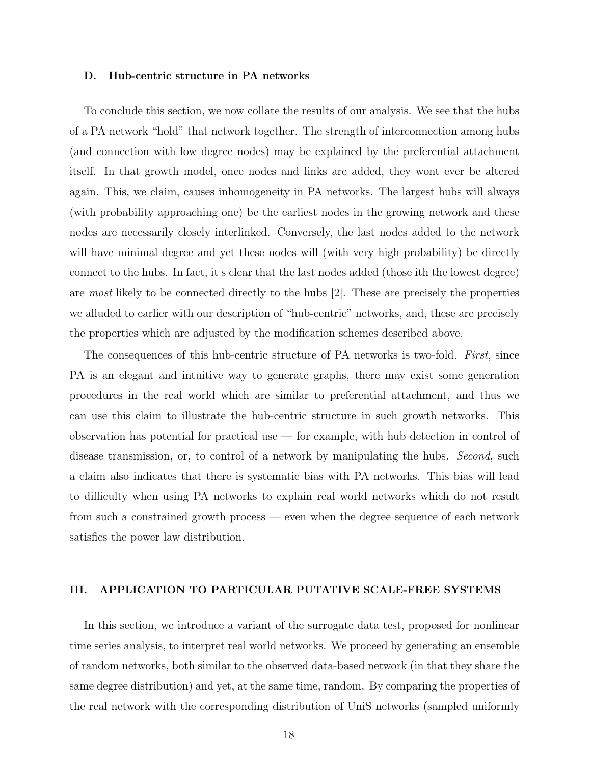### D. Hub-centric structure in PA networks

To conclude this section, we now collate the results of our analysis. We see that the hubs of a PA network "hold" that network together. The strength of interconnection among hubs (and connection with low degree nodes) may be explained by the preferential attachment itself. In that growth model, once nodes and links are added, they wont ever be altered again. This, we claim, causes inhomogeneity in PA networks. The largest hubs will always (with probability approaching one) be the earliest nodes in the growing network and these nodes are necessarily closely interlinked. Conversely, the last nodes added to the network will have minimal degree and yet these nodes will (with very high probability) be directly connect to the hubs. In fact, it s clear that the last nodes added (those ith the lowest degree) are *most* likely to be connected directly to the hubs [2]. These are precisely the properties we alluded to earlier with our description of "hub-centric" networks, and, these are precisely the properties which are adjusted by the modification schemes described above.

The consequences of this hub-centric structure of PA networks is two-fold. *First*, since PA is an elegant and intuitive way to generate graphs, there may exist some generation procedures in the real world which are similar to preferential attachment, and thus we can use this claim to illustrate the hub-centric structure in such growth networks. This observation has potential for practical use — for example, with hub detection in control of disease transmission, or, to control of a network by manipulating the hubs. *Second*, such a claim also indicates that there is systematic bias with PA networks. This bias will lead to difficulty when using PA networks to explain real world networks which do not result from such a constrained growth process — even when the degree sequence of each network satisfies the power law distribution.

## III. APPLICATION TO PARTICULAR PUTATIVE SCALE-FREE SYSTEMS

In this section, we introduce a variant of the surrogate data test, proposed for nonlinear time series analysis, to interpret real world networks. We proceed by generating an ensemble of random networks, both similar to the observed data-based network (in that they share the same degree distribution) and yet, at the same time, random. By comparing the properties of the real network with the corresponding distribution of UniS networks (sampled uniformly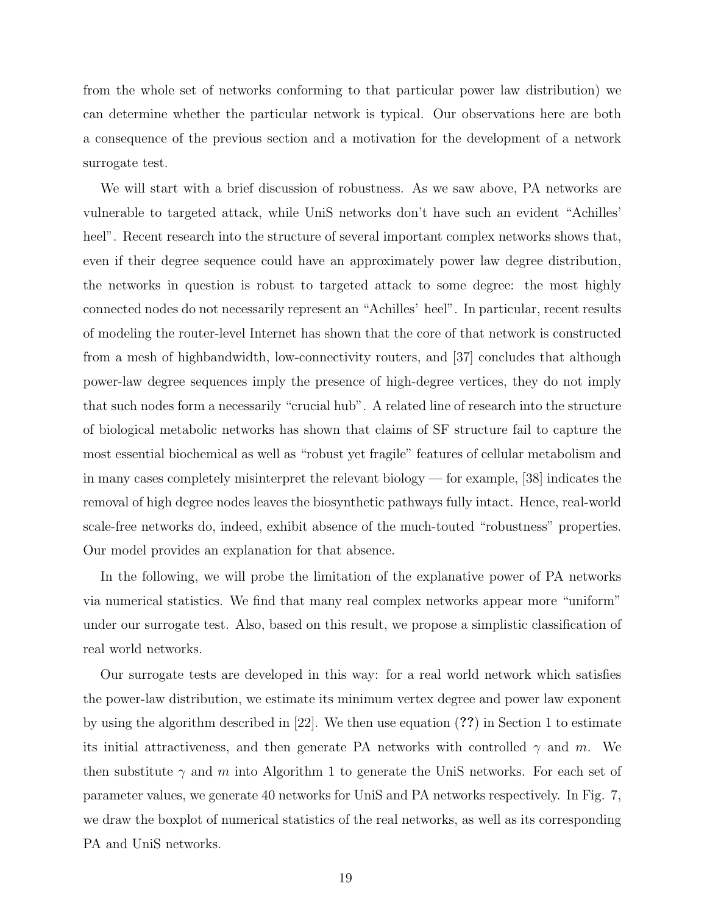from the whole set of networks conforming to that particular power law distribution) we can determine whether the particular network is typical. Our observations here are both a consequence of the previous section and a motivation for the development of a network surrogate test.

We will start with a brief discussion of robustness. As we saw above, PA networks are vulnerable to targeted attack, while UniS networks don't have such an evident "Achilles' heel". Recent research into the structure of several important complex networks shows that, even if their degree sequence could have an approximately power law degree distribution, the networks in question is robust to targeted attack to some degree: the most highly connected nodes do not necessarily represent an "Achilles' heel". In particular, recent results of modeling the router-level Internet has shown that the core of that network is constructed from a mesh of highbandwidth, low-connectivity routers, and [37] concludes that although power-law degree sequences imply the presence of high-degree vertices, they do not imply that such nodes form a necessarily "crucial hub". A related line of research into the structure of biological metabolic networks has shown that claims of SF structure fail to capture the most essential biochemical as well as "robust yet fragile" features of cellular metabolism and in many cases completely misinterpret the relevant biology — for example, [38] indicates the removal of high degree nodes leaves the biosynthetic pathways fully intact. Hence, real-world scale-free networks do, indeed, exhibit absence of the much-touted "robustness" properties. Our model provides an explanation for that absence.

In the following, we will probe the limitation of the explanative power of PA networks via numerical statistics. We find that many real complex networks appear more "uniform" under our surrogate test. Also, based on this result, we propose a simplistic classification of real world networks.

Our surrogate tests are developed in this way: for a real world network which satisfies the power-law distribution, we estimate its minimum vertex degree and power law exponent by using the algorithm described in [22]. We then use equation (**??**) in Section 1 to estimate its initial attractiveness, and then generate PA networks with controlled $\gamma$ and $m$. We then substitute $\gamma$ and $m$ into Algorithm 1 to generate the UniS networks. For each set of parameter values, we generate 40 networks for UniS and PA networks respectively. In Fig. 7, we draw the boxplot of numerical statistics of the real networks, as well as its corresponding PA and UniS networks.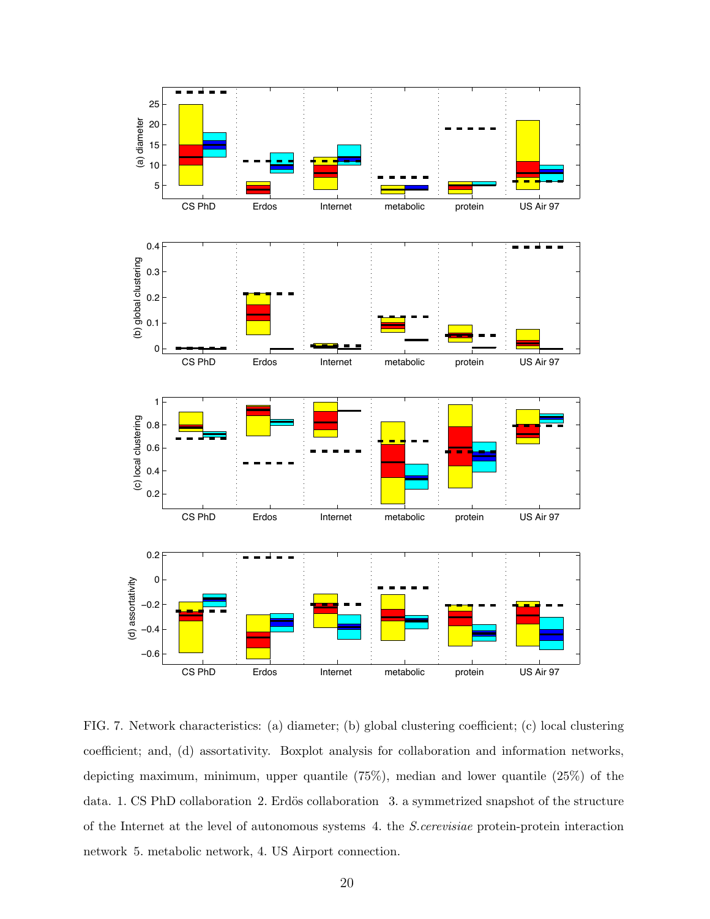FIG. 7. Network characteristics: (a) diameter; (b) global clustering coefficient; (c) local clustering coefficient; and, (d) assortativity. Boxplot analysis for collaboration and information networks, depicting maximum, minimum, upper quantile (75%), median and lower quantile (25%) of the data. 1. CS PhD collaboration 2. Erdös collaboration 3. a symmetrized snapshot of the structure of the Internet at the level of autonomous systems 4. the *S.cerevisiae* protein-protein interaction network 5. metabolic network, 4. US Airport connection.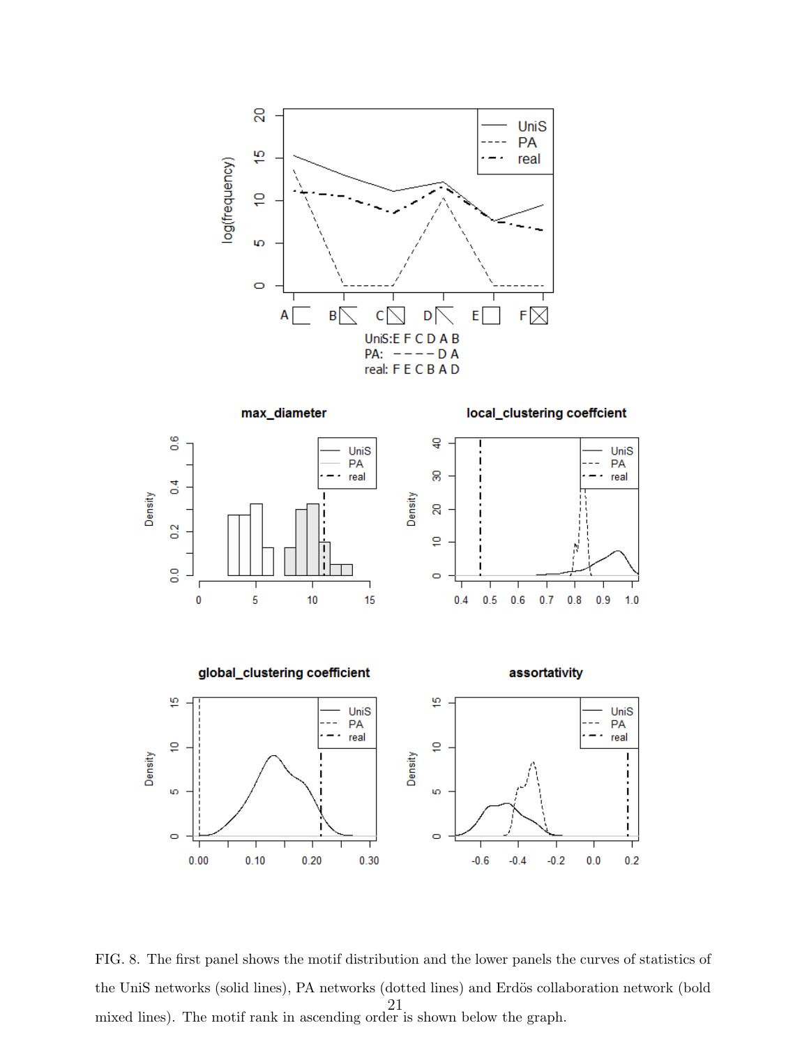FIG. 8. The first panel shows the motif distribution and the lower panels the curves of statistics of the UniS networks (solid lines), PA networks (dotted lines) and Erdös collaboration network (bold mixed lines). The motif rank in ascending order is shown below the graph.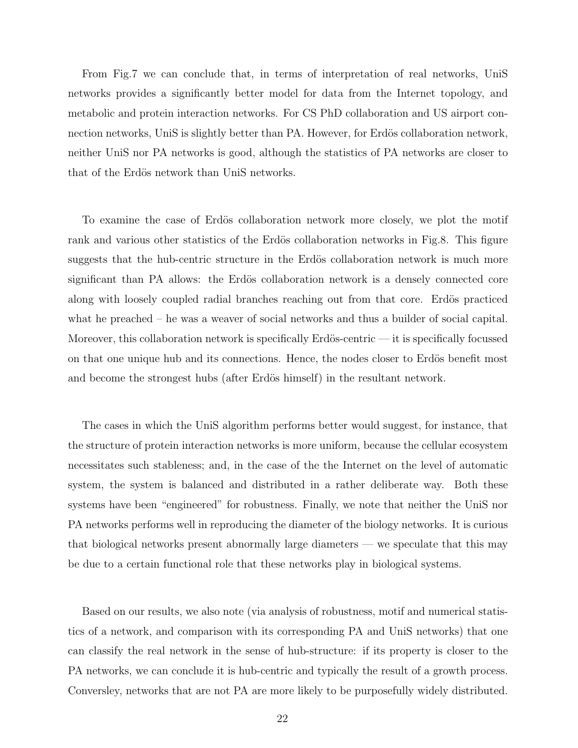From Fig.7 we can conclude that, in terms of interpretation of real networks, UniS networks provides a significantly better model for data from the Internet topology, and metabolic and protein interaction networks. For CS PhD collaboration and US airport connection networks, UniS is slightly better than PA. However, for Erdös collaboration network, neither UniS nor PA networks is good, although the statistics of PA networks are closer to that of the Erdös network than UniS networks.

To examine the case of Erdös collaboration network more closely, we plot the motif rank and various other statistics of the Erdös collaboration networks in Fig.8. This figure suggests that the hub-centric structure in the Erdös collaboration network is much more significant than PA allows: the Erdös collaboration network is a densely connected core along with loosely coupled radial branches reaching out from that core. Erdös practiced what he preached – he was a weaver of social networks and thus a builder of social capital. Moreover, this collaboration network is specifically Erdös-centric — it is specifically focussed on that one unique hub and its connections. Hence, the nodes closer to Erdös benefit most and become the strongest hubs (after Erdös himself) in the resultant network.

The cases in which the UniS algorithm performs better would suggest, for instance, that the structure of protein interaction networks is more uniform, because the cellular ecosystem necessitates such stableness; and, in the case of the the Internet on the level of automatic system, the system is balanced and distributed in a rather deliberate way. Both these systems have been "engineered" for robustness. Finally, we note that neither the UniS nor PA networks performs well in reproducing the diameter of the biology networks. It is curious that biological networks present abnormally large diameters — we speculate that this may be due to a certain functional role that these networks play in biological systems.

Based on our results, we also note (via analysis of robustness, motif and numerical statistics of a network, and comparison with its corresponding PA and UniS networks) that one can classify the real network in the sense of hub-structure: if its property is closer to the PA networks, we can conclude it is hub-centric and typically the result of a growth process. Conversley, networks that are not PA are more likely to be purposefully widely distributed.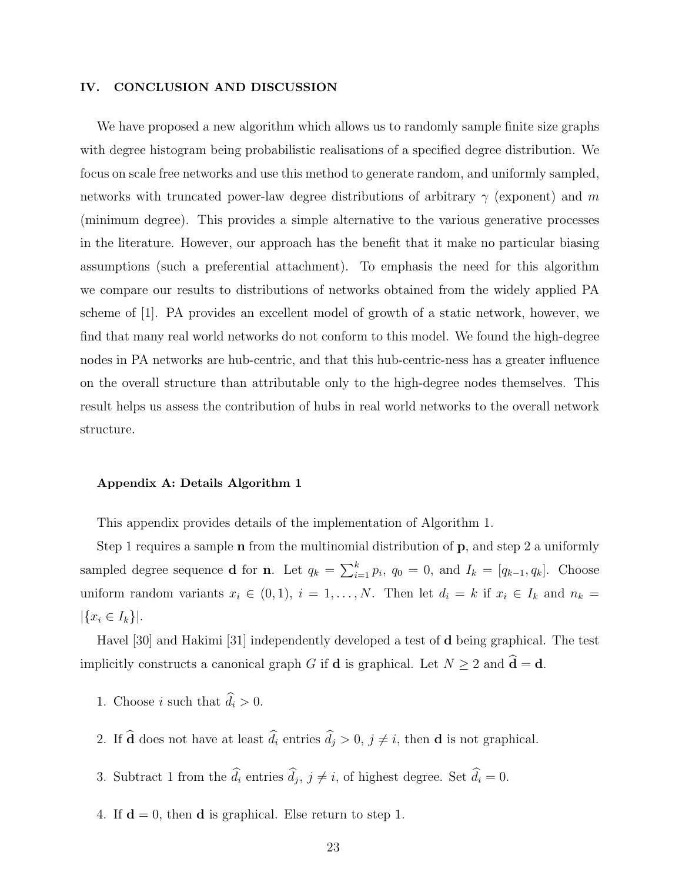## IV. CONCLUSION AND DISCUSSION

We have proposed a new algorithm which allows us to randomly sample finite size graphs with degree histogram being probabilistic realisations of a specified degree distribution. We focus on scale free networks and use this method to generate random, and uniformly sampled, networks with truncated power-law degree distributions of arbitrary $\gamma$ (exponent) and $m$ (minimum degree). This provides a simple alternative to the various generative processes in the literature. However, our approach has the benefit that it make no particular biasing assumptions (such a preferential attachment). To emphasis the need for this algorithm we compare our results to distributions of networks obtained from the widely applied PA scheme of [1]. PA provides an excellent model of growth of a static network, however, we find that many real world networks do not conform to this model. We found the high-degree nodes in PA networks are hub-centric, and that this hub-centric-ness has a greater influence on the overall structure than attributable only to the high-degree nodes themselves. This result helps us assess the contribution of hubs in real world networks to the overall network structure.

### Appendix A: Details Algorithm 1

This appendix provides details of the implementation of Algorithm 1.

Step 1 requires a sample $\mathbf{n}$ from the multinomial distribution of $\mathbf{p}$, and step 2 a uniformly sampled degree sequence $\mathbf{d}$ for $\mathbf{n}$. Let $q_k = \sum_{i=1}^{k} p_i$, $q_0 = 0$, and $I_k = [q_{k-1}, q_k]$. Choose uniform random variants $x_i \in (0, 1)$, $i = 1, \ldots, N$. Then let $d_i = k$ if $x_i \in I_k$ and $n_k = |\{x_i \in I_k\}|$.

Havel [30] and Hakimi [31] independently developed a test of $\mathbf{d}$ being graphical. The test implicitly constructs a canonical graph $G$ if $\mathbf{d}$ is graphical. Let $N \geq 2$ and $\widehat{\mathbf{d}} = \mathbf{d}$.

1. Choose $i$ such that $\widehat{d}_i > 0$.
2. If $\widehat{\mathbf{d}}$ does not have at least $\widehat{d}_i$ entries $\widehat{d}_j > 0$, $j \neq i$, then $\mathbf{d}$ is not graphical.
3. Subtract 1 from the $\widehat{d}_i$ entries $\widehat{d}_j$, $j \neq i$, of highest degree. Set $\widehat{d}_i = 0$.
4. If $\mathbf{d} = 0$, then $\mathbf{d}$ is graphical. Else return to step 1.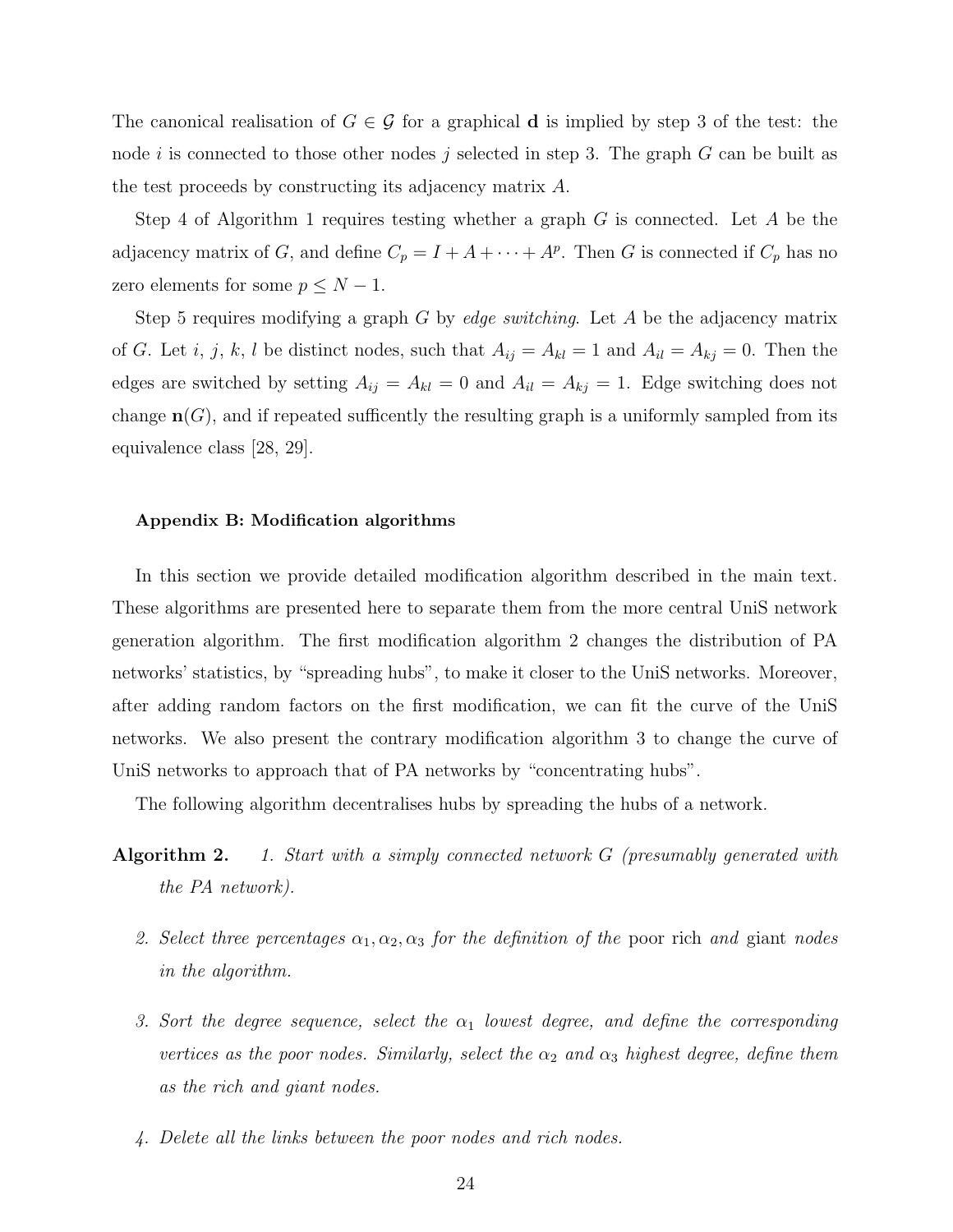The canonical realisation of $G \in \mathcal{G}$ for a graphical $\mathbf{d}$ is implied by step 3 of the test: the node $i$ is connected to those other nodes $j$ selected in step 3. The graph $G$ can be built as the test proceeds by constructing its adjacency matrix $A$.

Step 4 of Algorithm 1 requires testing whether a graph $G$ is connected. Let $A$ be the adjacency matrix of $G$, and define $C_p = I + A + \cdots + A^p$. Then $G$ is connected if $C_p$ has no zero elements for some $p \leq N - 1$.

Step 5 requires modifying a graph $G$ by *edge switching*. Let $A$ be the adjacency matrix of $G$. Let $i$, $j$, $k$, $l$ be distinct nodes, such that $A_{ij} = A_{kl} = 1$ and $A_{il} = A_{kj} = 0$. Then the edges are switched by setting $A_{ij} = A_{kl} = 0$ and $A_{il} = A_{kj} = 1$. Edge switching does not change $\mathbf{n}(G)$, and if repeated sufficently the resulting graph is a uniformly sampled from its equivalence class [28, 29].

#### Appendix B: Modification algorithms

In this section we provide detailed modification algorithm described in the main text. These algorithms are presented here to separate them from the more central UniS network generation algorithm. The first modification algorithm 2 changes the distribution of PA networks' statistics, by "spreading hubs", to make it closer to the UniS networks. Moreover, after adding random factors on the first modification, we can fit the curve of the UniS networks. We also present the contrary modification algorithm 3 to change the curve of UniS networks to approach that of PA networks by "concentrating hubs".

The following algorithm decentralises hubs by spreading the hubs of a network.

**Algorithm 2.**

1. *Start with a simply connected network $G$ (presumably generated with the PA network).*
2. *Select three percentages $\alpha_1, \alpha_2, \alpha_3$ for the definition of the* poor rich *and* giant *nodes in the algorithm.*
3. *Sort the degree sequence, select the $\alpha_1$ lowest degree, and define the corresponding vertices as the poor nodes. Similarly, select the $\alpha_2$ and $\alpha_3$ highest degree, define them as the rich and giant nodes.*
4. *Delete all the links between the poor nodes and rich nodes.*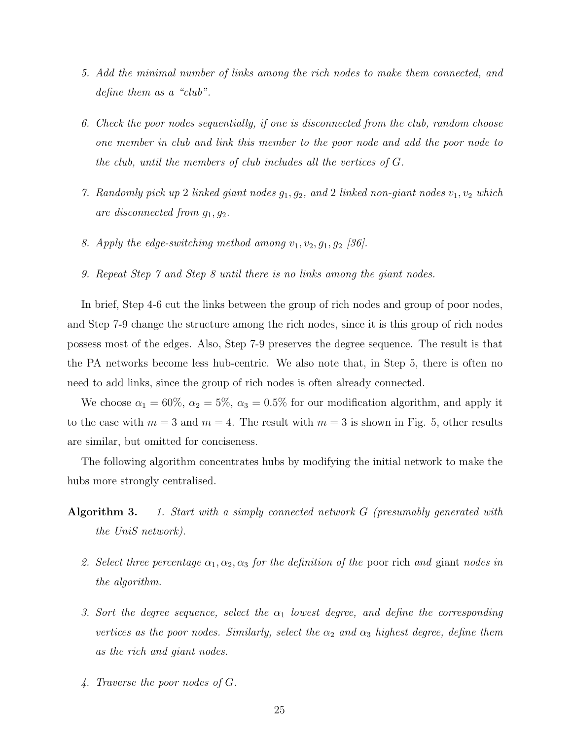5. *Add the minimal number of links among the rich nodes to make them connected, and define them as a "club".*

6. *Check the poor nodes sequentially, if one is disconnected from the club, random choose one member in club and link this member to the poor node and add the poor node to the club, until the members of club includes all the vertices of G.*

7. *Randomly pick up 2 linked giant nodes $g_1, g_2$, and 2 linked non-giant nodes $v_1, v_2$ which are disconnected from $g_1, g_2$.*

8. *Apply the edge-switching method among $v_1, v_2, g_1, g_2$ [36].*

9. *Repeat Step 7 and Step 8 until there is no links among the giant nodes.*

In brief, Step 4-6 cut the links between the group of rich nodes and group of poor nodes, and Step 7-9 change the structure among the rich nodes, since it is this group of rich nodes possess most of the edges. Also, Step 7-9 preserves the degree sequence. The result is that the PA networks become less hub-centric. We also note that, in Step 5, there is often no need to add links, since the group of rich nodes is often already connected.

We choose $\alpha_1 = 60\%$, $\alpha_2 = 5\%$, $\alpha_3 = 0.5\%$ for our modification algorithm, and apply it to the case with $m = 3$ and $m = 4$. The result with $m = 3$ is shown in Fig. 5, other results are similar, but omitted for conciseness.

The following algorithm concentrates hubs by modifying the initial network to make the hubs more strongly centralised.

**Algorithm 3.**

1. *Start with a simply connected network G (presumably generated with the UniS network).*

2. *Select three percentage $\alpha_1, \alpha_2, \alpha_3$ for the definition of the* poor rich *and* giant *nodes in the algorithm.*

3. *Sort the degree sequence, select the $\alpha_1$ lowest degree, and define the corresponding vertices as the poor nodes. Similarly, select the $\alpha_2$ and $\alpha_3$ highest degree, define them as the rich and giant nodes.*

4. *Traverse the poor nodes of G.*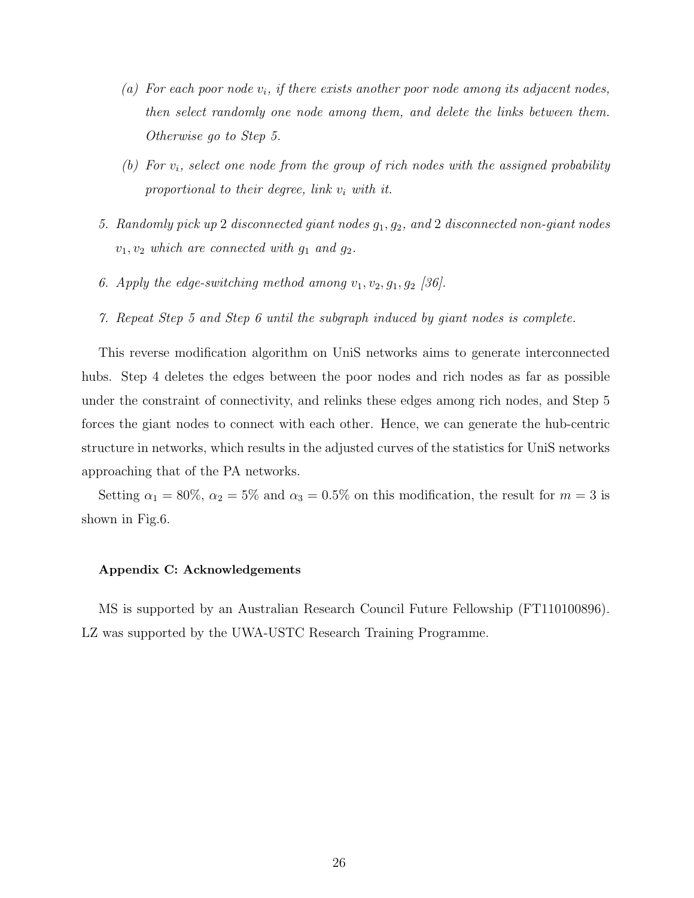(a) *For each poor node $v_i$, if there exists another poor node among its adjacent nodes, then select randomly one node among them, and delete the links between them. Otherwise go to Step 5.*

   (b) *For $v_i$, select one node from the group of rich nodes with the assigned probability proportional to their degree, link $v_i$ with it.*

5. *Randomly pick up 2 disconnected giant nodes $g_1, g_2$, and 2 disconnected non-giant nodes $v_1, v_2$ which are connected with $g_1$ and $g_2$.*

6. *Apply the edge-switching method among $v_1, v_2, g_1, g_2$ [36].*

7. *Repeat Step 5 and Step 6 until the subgraph induced by giant nodes is complete.*

This reverse modification algorithm on UniS networks aims to generate interconnected hubs. Step 4 deletes the edges between the poor nodes and rich nodes as far as possible under the constraint of connectivity, and relinks these edges among rich nodes, and Step 5 forces the giant nodes to connect with each other. Hence, we can generate the hub-centric structure in networks, which results in the adjusted curves of the statistics for UniS networks approaching that of the PA networks.

Setting $\alpha_1 = 80\%$, $\alpha_2 = 5\%$ and $\alpha_3 = 0.5\%$ on this modification, the result for $m = 3$ is shown in Fig.6.

**Appendix C: Acknowledgements**

MS is supported by an Australian Research Council Future Fellowship (FT110100896). LZ was supported by the UWA-USTC Research Training Programme.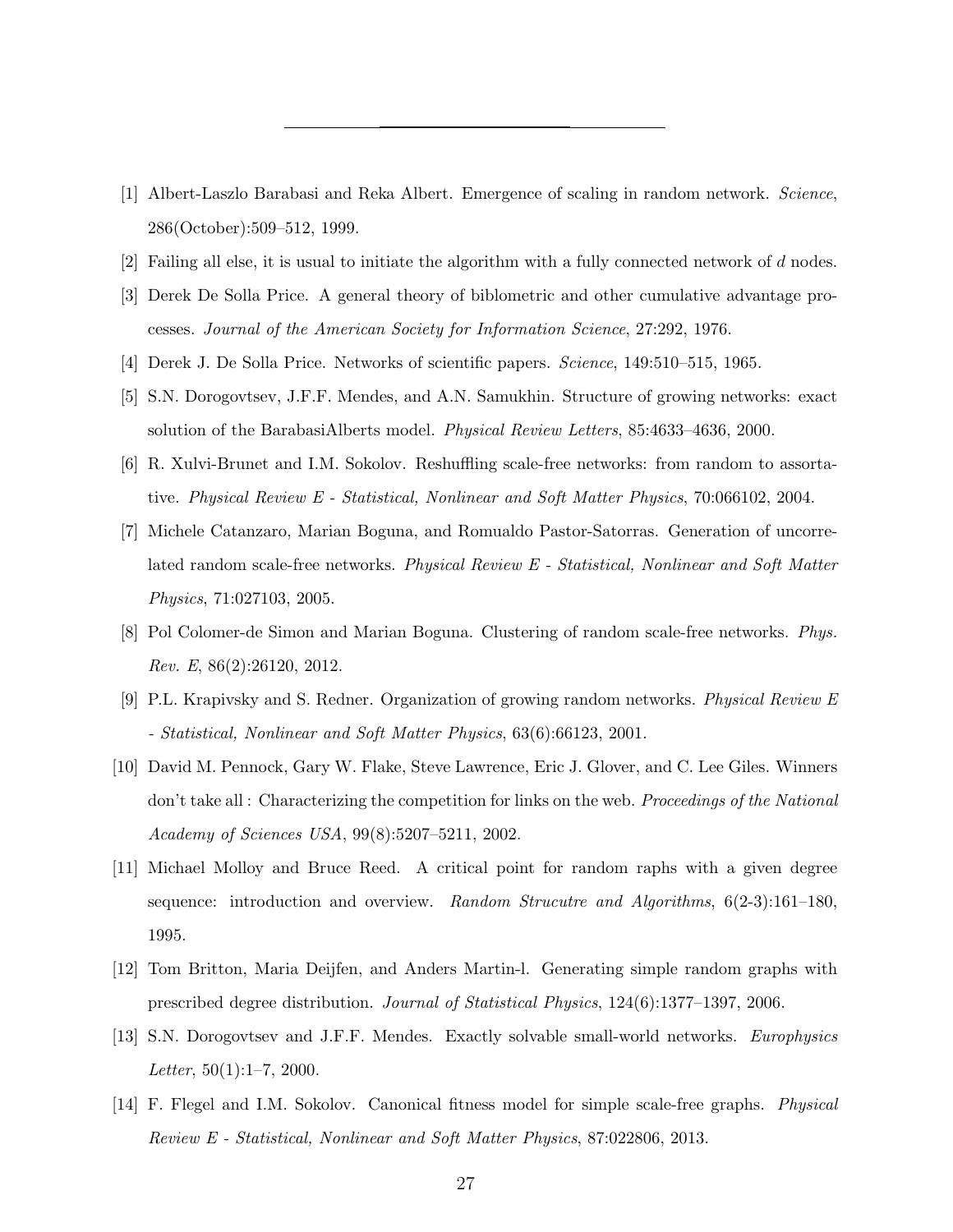- [1] Albert-Laszlo Barabasi and Reka Albert. Emergence of scaling in random network. *Science*, 286(October):509–512, 1999.
- [2] Failing all else, it is usual to initiate the algorithm with a fully connected network of $d$ nodes.
- [3] Derek De Solla Price. A general theory of biblometric and other cumulative advantage processes. *Journal of the American Society for Information Science*, 27:292, 1976.
- [4] Derek J. De Solla Price. Networks of scientific papers. *Science*, 149:510–515, 1965.
- [5] S.N. Dorogovtsev, J.F.F. Mendes, and A.N. Samukhin. Structure of growing networks: exact solution of the BarabasiAlberts model. *Physical Review Letters*, 85:4633–4636, 2000.
- [6] R. Xulvi-Brunet and I.M. Sokolov. Reshuffling scale-free networks: from random to assortative. *Physical Review E - Statistical, Nonlinear and Soft Matter Physics*, 70:066102, 2004.
- [7] Michele Catanzaro, Marian Boguna, and Romualdo Pastor-Satorras. Generation of uncorrelated random scale-free networks. *Physical Review E - Statistical, Nonlinear and Soft Matter Physics*, 71:027103, 2005.
- [8] Pol Colomer-de Simon and Marian Boguna. Clustering of random scale-free networks. *Phys. Rev. E*, 86(2):26120, 2012.
- [9] P.L. Krapivsky and S. Redner. Organization of growing random networks. *Physical Review E - Statistical, Nonlinear and Soft Matter Physics*, 63(6):66123, 2001.
- [10] David M. Pennock, Gary W. Flake, Steve Lawrence, Eric J. Glover, and C. Lee Giles. Winners don't take all : Characterizing the competition for links on the web. *Proceedings of the National Academy of Sciences USA*, 99(8):5207–5211, 2002.
- [11] Michael Molloy and Bruce Reed. A critical point for random raphs with a given degree sequence: introduction and overview. *Random Strucutre and Algorithms*, 6(2-3):161–180, 1995.
- [12] Tom Britton, Maria Deijfen, and Anders Martin-l. Generating simple random graphs with prescribed degree distribution. *Journal of Statistical Physics*, 124(6):1377–1397, 2006.
- [13] S.N. Dorogovtsev and J.F.F. Mendes. Exactly solvable small-world networks. *Europhysics Letter*, 50(1):1–7, 2000.
- [14] F. Flegel and I.M. Sokolov. Canonical fitness model for simple scale-free graphs. *Physical Review E - Statistical, Nonlinear and Soft Matter Physics*, 87:022806, 2013.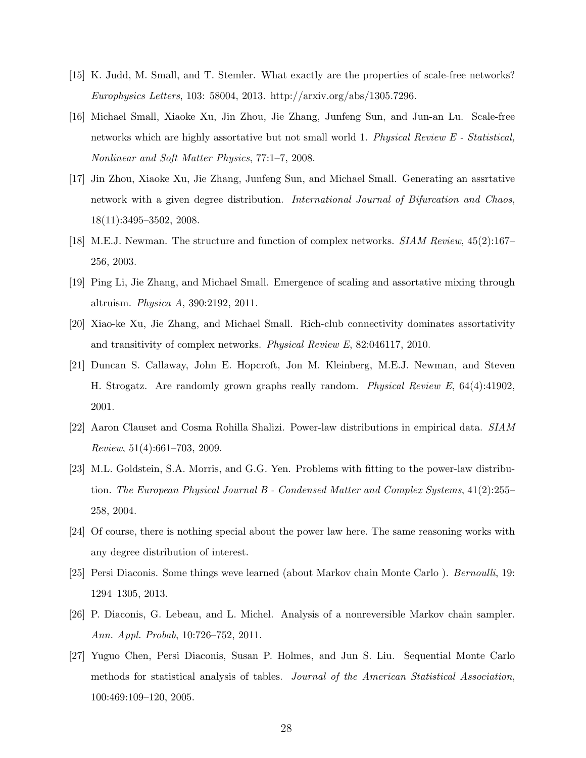[15] K. Judd, M. Small, and T. Stemler. What exactly are the properties of scale-free networks? *Europhysics Letters*, 103: 58004, 2013. http://arxiv.org/abs/1305.7296.

[16] Michael Small, Xiaoke Xu, Jin Zhou, Jie Zhang, Junfeng Sun, and Jun-an Lu. Scale-free networks which are highly assortative but not small world 1. *Physical Review E - Statistical, Nonlinear and Soft Matter Physics*, 77:1–7, 2008.

[17] Jin Zhou, Xiaoke Xu, Jie Zhang, Junfeng Sun, and Michael Small. Generating an assrtative network with a given degree distribution. *International Journal of Bifurcation and Chaos*, 18(11):3495–3502, 2008.

[18] M.E.J. Newman. The structure and function of complex networks. *SIAM Review*, 45(2):167–256, 2003.

[19] Ping Li, Jie Zhang, and Michael Small. Emergence of scaling and assortative mixing through altruism. *Physica A*, 390:2192, 2011.

[20] Xiao-ke Xu, Jie Zhang, and Michael Small. Rich-club connectivity dominates assortativity and transitivity of complex networks. *Physical Review E*, 82:046117, 2010.

[21] Duncan S. Callaway, John E. Hopcroft, Jon M. Kleinberg, M.E.J. Newman, and Steven H. Strogatz. Are randomly grown graphs really random. *Physical Review E*, 64(4):41902, 2001.

[22] Aaron Clauset and Cosma Rohilla Shalizi. Power-law distributions in empirical data. *SIAM Review*, 51(4):661–703, 2009.

[23] M.L. Goldstein, S.A. Morris, and G.G. Yen. Problems with fitting to the power-law distribution. *The European Physical Journal B - Condensed Matter and Complex Systems*, 41(2):255–258, 2004.

[24] Of course, there is nothing special about the power law here. The same reasoning works with any degree distribution of interest.

[25] Persi Diaconis. Some things weve learned (about Markov chain Monte Carlo ). *Bernoulli*, 19: 1294–1305, 2013.

[26] P. Diaconis, G. Lebeau, and L. Michel. Analysis of a nonreversible Markov chain sampler. *Ann. Appl. Probab*, 10:726–752, 2011.

[27] Yuguo Chen, Persi Diaconis, Susan P. Holmes, and Jun S. Liu. Sequential Monte Carlo methods for statistical analysis of tables. *Journal of the American Statistical Association*, 100:469:109–120, 2005.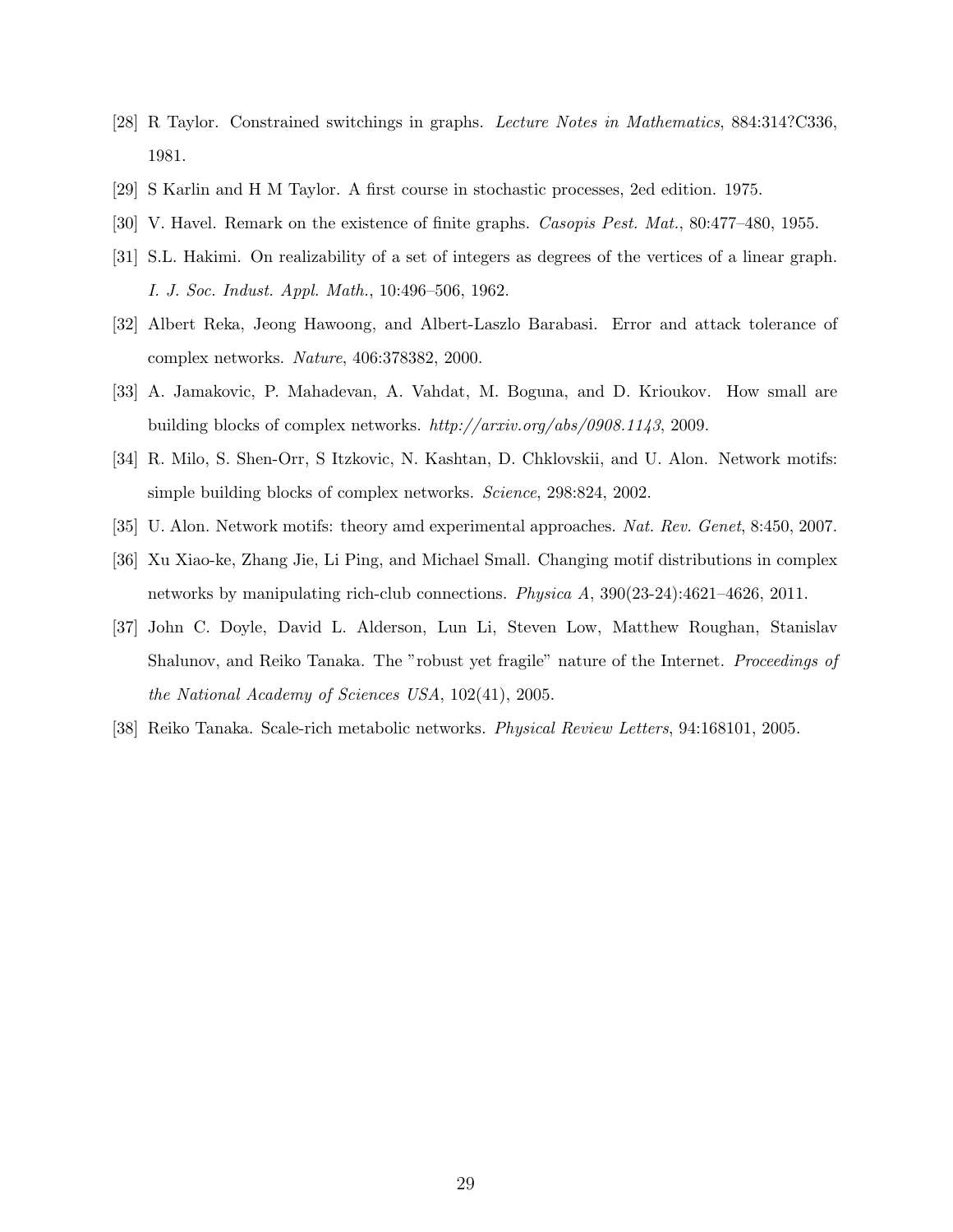[28] R Taylor. Constrained switchings in graphs. *Lecture Notes in Mathematics*, 884:314?C336, 1981.

[29] S Karlin and H M Taylor. A first course in stochastic processes, 2ed edition. 1975.

[30] V. Havel. Remark on the existence of finite graphs. *Casopis Pest. Mat.*, 80:477–480, 1955.

[31] S.L. Hakimi. On realizability of a set of integers as degrees of the vertices of a linear graph. *I. J. Soc. Indust. Appl. Math.*, 10:496–506, 1962.

[32] Albert Reka, Jeong Hawoong, and Albert-Laszlo Barabasi. Error and attack tolerance of complex networks. *Nature*, 406:378382, 2000.

[33] A. Jamakovic, P. Mahadevan, A. Vahdat, M. Boguna, and D. Krioukov. How small are building blocks of complex networks. *http://arxiv.org/abs/0908.1143*, 2009.

[34] R. Milo, S. Shen-Orr, S Itzkovic, N. Kashtan, D. Chklovskii, and U. Alon. Network motifs: simple building blocks of complex networks. *Science*, 298:824, 2002.

[35] U. Alon. Network motifs: theory amd experimental approaches. *Nat. Rev. Genet*, 8:450, 2007.

[36] Xu Xiao-ke, Zhang Jie, Li Ping, and Michael Small. Changing motif distributions in complex networks by manipulating rich-club connections. *Physica A*, 390(23-24):4621–4626, 2011.

[37] John C. Doyle, David L. Alderson, Lun Li, Steven Low, Matthew Roughan, Stanislav Shalunov, and Reiko Tanaka. The "robust yet fragile" nature of the Internet. *Proceedings of the National Academy of Sciences USA*, 102(41), 2005.

[38] Reiko Tanaka. Scale-rich metabolic networks. *Physical Review Letters*, 94:168101, 2005.